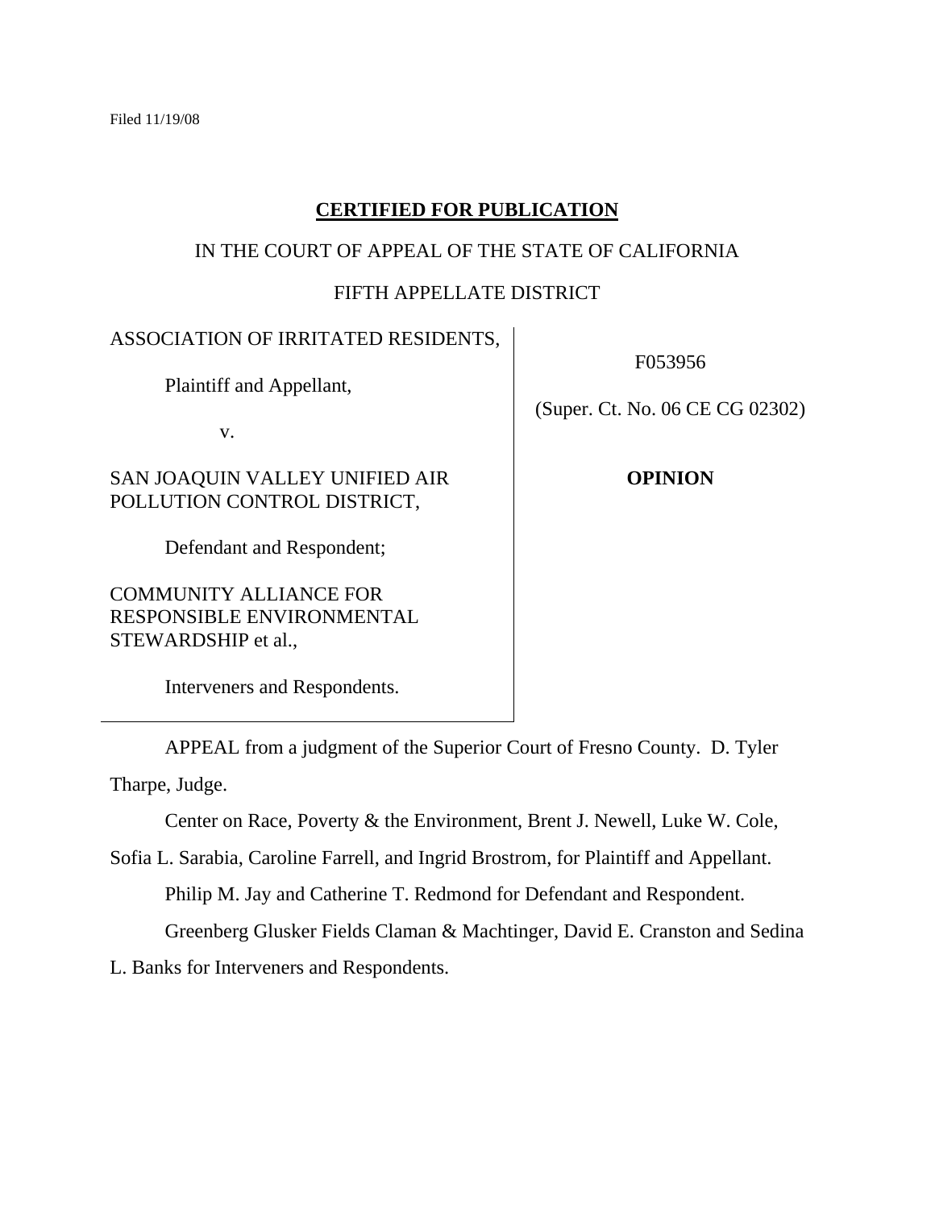Filed 11/19/08

**CERTIFIED FOR PUBLICATION**

IN THE COURT OF APPEAL OF THE STATE OF CALIFORNIA

FIFTH APPELLATE DISTRICT

| | |
|---|---|
| ASSOCIATION OF IRRITATED RESIDENTS,<br><br>Plaintiff and Appellant,<br><br>v.<br><br>SAN JOAQUIN VALLEY UNIFIED AIR POLLUTION CONTROL DISTRICT,<br><br>Defendant and Respondent;<br><br>COMMUNITY ALLIANCE FOR RESPONSIBLE ENVIRONMENTAL STEWARDSHIP et al.,<br><br>Interveners and Respondents. | F053956<br><br>(Super. Ct. No. 06 CE CG 02302)<br><br>**OPINION** |

APPEAL from a judgment of the Superior Court of Fresno County. D. Tyler Tharpe, Judge.

Center on Race, Poverty & the Environment, Brent J. Newell, Luke W. Cole, Sofia L. Sarabia, Caroline Farrell, and Ingrid Brostrom, for Plaintiff and Appellant.

Philip M. Jay and Catherine T. Redmond for Defendant and Respondent.

Greenberg Glusker Fields Claman & Machtinger, David E. Cranston and Sedina L. Banks for Interveners and Respondents.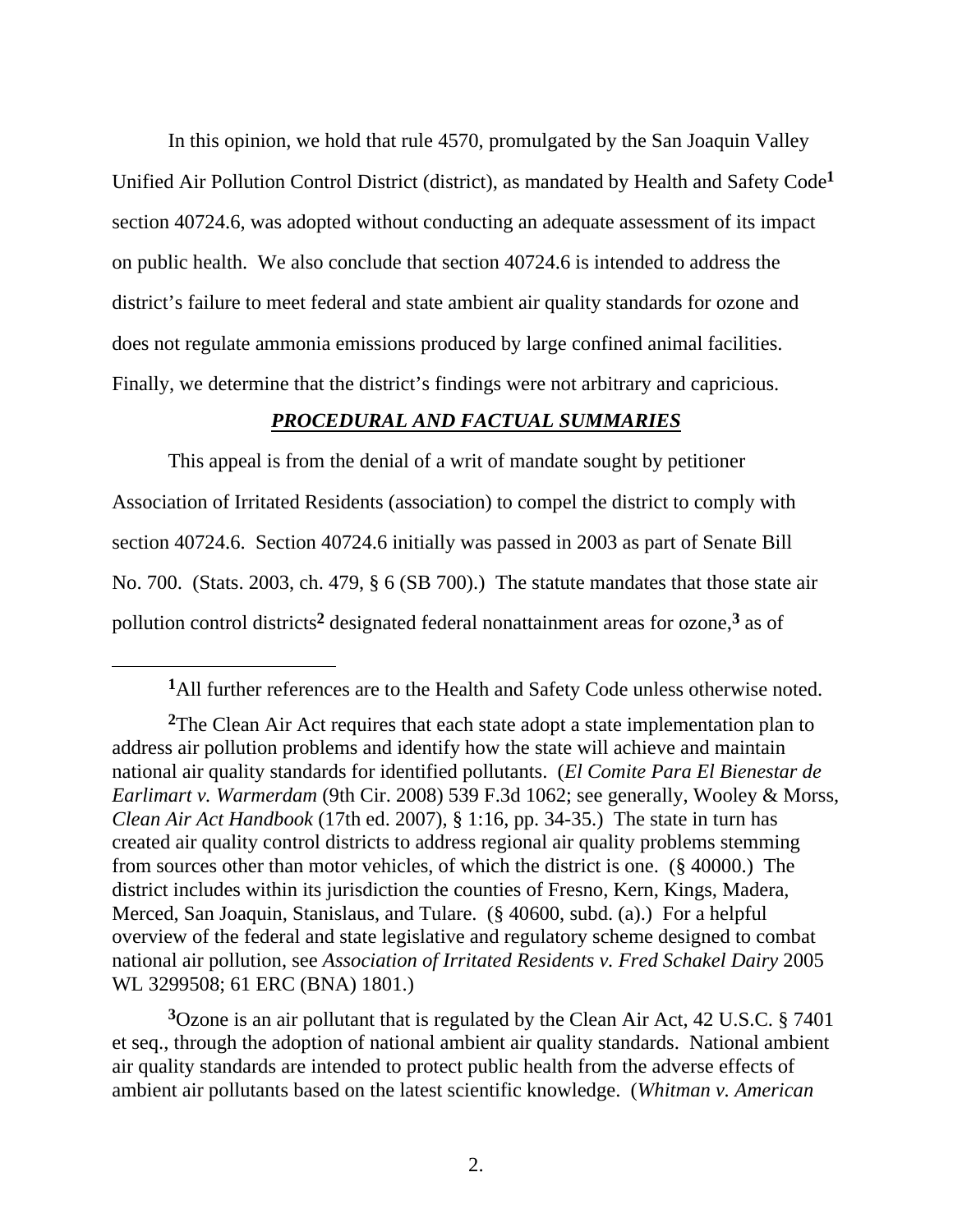In this opinion, we hold that rule 4570, promulgated by the San Joaquin Valley Unified Air Pollution Control District (district), as mandated by Health and Safety Code[1] section 40724.6, was adopted without conducting an adequate assessment of its impact on public health. We also conclude that section 40724.6 is intended to address the district's failure to meet federal and state ambient air quality standards for ozone and does not regulate ammonia emissions produced by large confined animal facilities. Finally, we determine that the district's findings were not arbitrary and capricious.

## ***PROCEDURAL AND FACTUAL SUMMARIES***

This appeal is from the denial of a writ of mandate sought by petitioner Association of Irritated Residents (association) to compel the district to comply with section 40724.6. Section 40724.6 initially was passed in 2003 as part of Senate Bill No. 700. (Stats. 2003, ch. 479, § 6 (SB 700).) The statute mandates that those state air pollution control districts[2] designated federal nonattainment areas for ozone,[3] as of

---

[1]All further references are to the Health and Safety Code unless otherwise noted.

[2]The Clean Air Act requires that each state adopt a state implementation plan to address air pollution problems and identify how the state will achieve and maintain national air quality standards for identified pollutants. (*El Comite Para El Bienestar de Earlimart v. Warmerdam* (9th Cir. 2008) 539 F.3d 1062; see generally, Wooley & Morss, *Clean Air Act Handbook* (17th ed. 2007), § 1:16, pp. 34-35.) The state in turn has created air quality control districts to address regional air quality problems stemming from sources other than motor vehicles, of which the district is one. (§ 40000.) The district includes within its jurisdiction the counties of Fresno, Kern, Kings, Madera, Merced, San Joaquin, Stanislaus, and Tulare. (§ 40600, subd. (a).) For a helpful overview of the federal and state legislative and regulatory scheme designed to combat national air pollution, see *Association of Irritated Residents v. Fred Schakel Dairy* 2005 WL 3299508; 61 ERC (BNA) 1801.)

[3]Ozone is an air pollutant that is regulated by the Clean Air Act, 42 U.S.C. § 7401 et seq., through the adoption of national ambient air quality standards. National ambient air quality standards are intended to protect public health from the adverse effects of ambient air pollutants based on the latest scientific knowledge. (*Whitman v. American*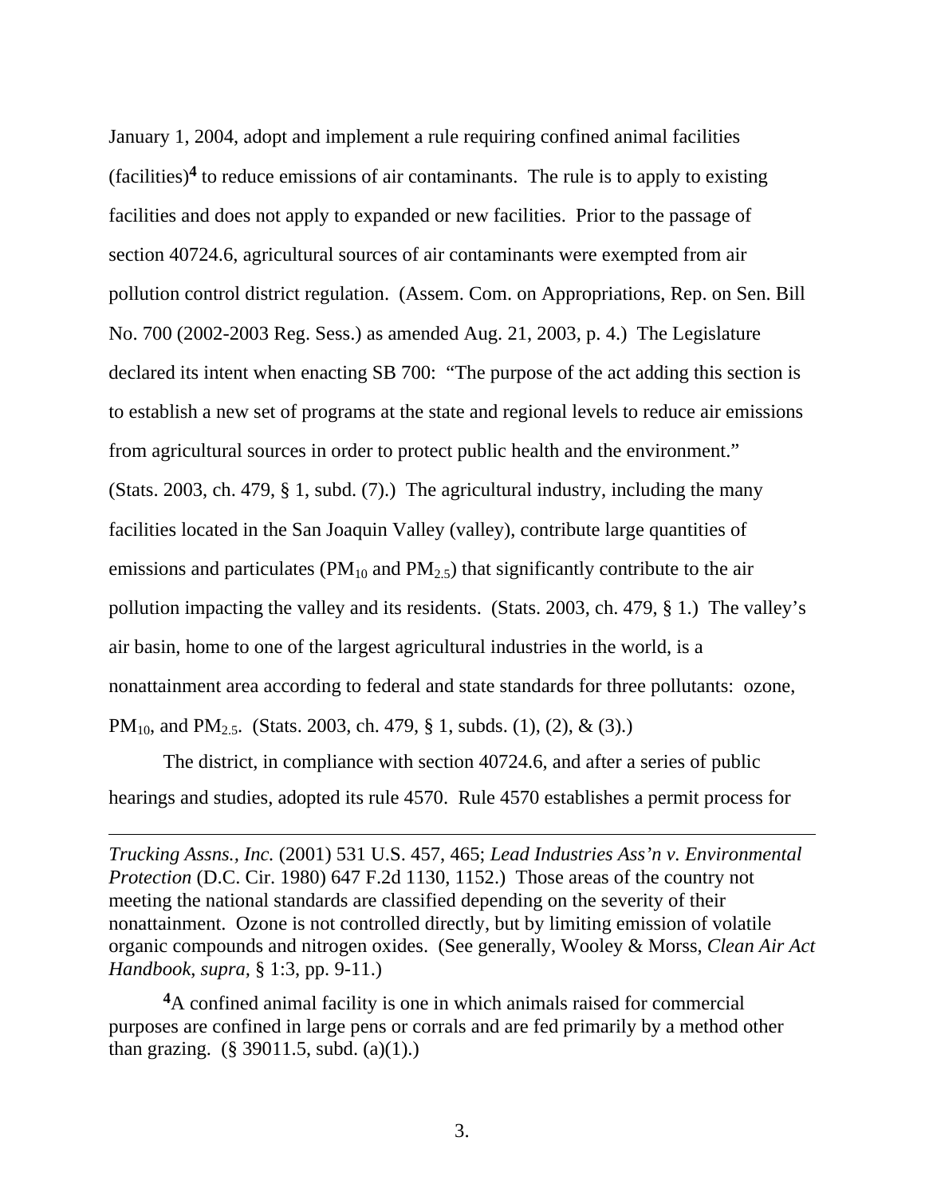January 1, 2004, adopt and implement a rule requiring confined animal facilities (facilities)[4] to reduce emissions of air contaminants. The rule is to apply to existing facilities and does not apply to expanded or new facilities. Prior to the passage of section 40724.6, agricultural sources of air contaminants were exempted from air pollution control district regulation. (Assem. Com. on Appropriations, Rep. on Sen. Bill No. 700 (2002-2003 Reg. Sess.) as amended Aug. 21, 2003, p. 4.) The Legislature declared its intent when enacting SB 700: "The purpose of the act adding this section is to establish a new set of programs at the state and regional levels to reduce air emissions from agricultural sources in order to protect public health and the environment." (Stats. 2003, ch. 479, § 1, subd. (7).) The agricultural industry, including the many facilities located in the San Joaquin Valley (valley), contribute large quantities of emissions and particulates ($PM_{10}$ and $PM_{2.5}$) that significantly contribute to the air pollution impacting the valley and its residents. (Stats. 2003, ch. 479, § 1.) The valley's air basin, home to one of the largest agricultural industries in the world, is a nonattainment area according to federal and state standards for three pollutants: ozone, $PM_{10}$, and $PM_{2.5}$. (Stats. 2003, ch. 479, § 1, subds. (1), (2), & (3).)

The district, in compliance with section 40724.6, and after a series of public hearings and studies, adopted its rule 4570. Rule 4570 establishes a permit process for

---

*Trucking Assns., Inc.* (2001) 531 U.S. 457, 465; *Lead Industries Ass'n v. Environmental Protection* (D.C. Cir. 1980) 647 F.2d 1130, 1152.) Those areas of the country not meeting the national standards are classified depending on the severity of their nonattainment. Ozone is not controlled directly, but by limiting emission of volatile organic compounds and nitrogen oxides. (See generally, Wooley & Morss, *Clean Air Act Handbook*, *supra*, § 1:3, pp. 9-11.)

[4] A confined animal facility is one in which animals raised for commercial purposes are confined in large pens or corrals and are fed primarily by a method other than grazing. (§ 39011.5, subd. (a)(1).)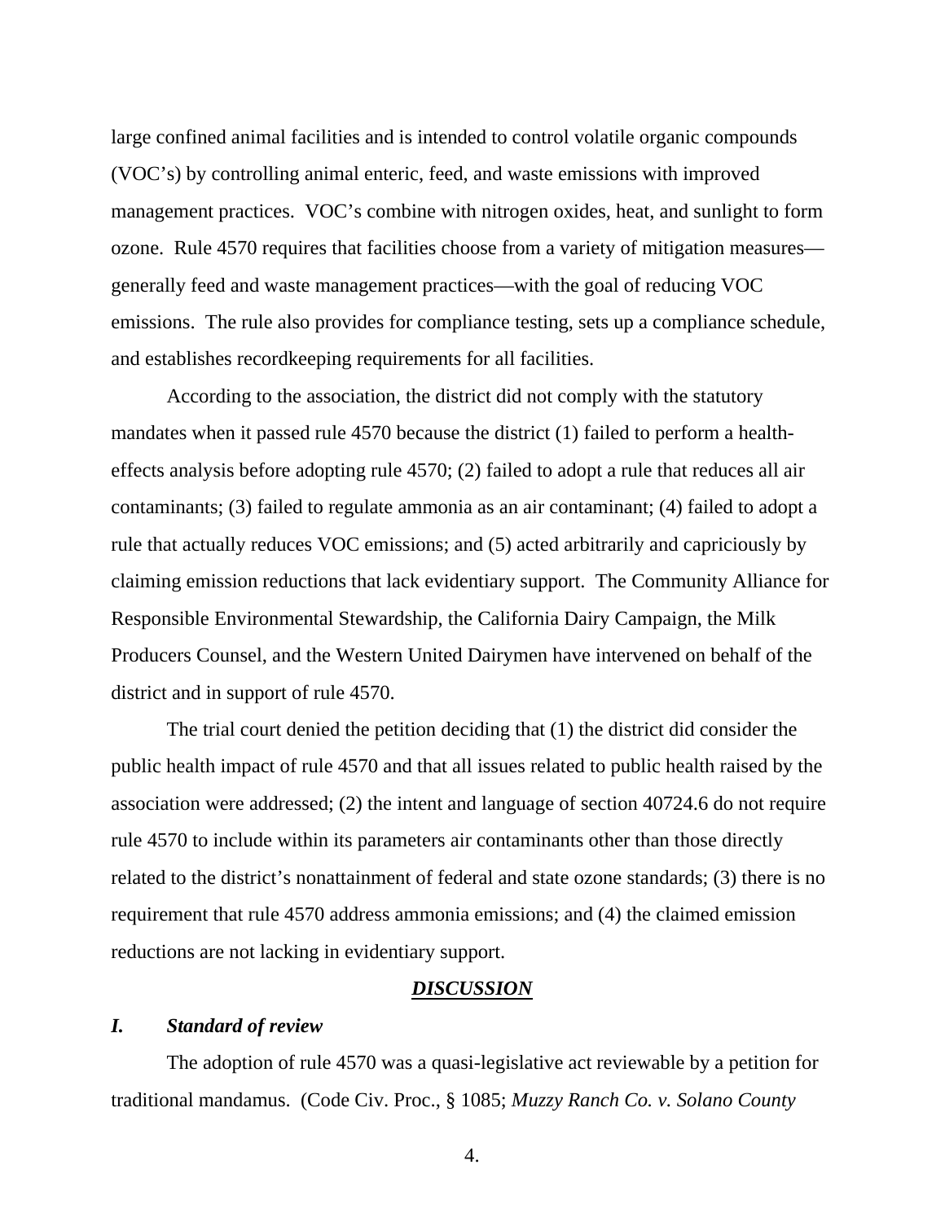large confined animal facilities and is intended to control volatile organic compounds (VOC's) by controlling animal enteric, feed, and waste emissions with improved management practices. VOC's combine with nitrogen oxides, heat, and sunlight to form ozone. Rule 4570 requires that facilities choose from a variety of mitigation measures—generally feed and waste management practices—with the goal of reducing VOC emissions. The rule also provides for compliance testing, sets up a compliance schedule, and establishes recordkeeping requirements for all facilities.

According to the association, the district did not comply with the statutory mandates when it passed rule 4570 because the district (1) failed to perform a health-effects analysis before adopting rule 4570; (2) failed to adopt a rule that reduces all air contaminants; (3) failed to regulate ammonia as an air contaminant; (4) failed to adopt a rule that actually reduces VOC emissions; and (5) acted arbitrarily and capriciously by claiming emission reductions that lack evidentiary support. The Community Alliance for Responsible Environmental Stewardship, the California Dairy Campaign, the Milk Producers Counsel, and the Western United Dairymen have intervened on behalf of the district and in support of rule 4570.

The trial court denied the petition deciding that (1) the district did consider the public health impact of rule 4570 and that all issues related to public health raised by the association were addressed; (2) the intent and language of section 40724.6 do not require rule 4570 to include within its parameters air contaminants other than those directly related to the district's nonattainment of federal and state ozone standards; (3) there is no requirement that rule 4570 address ammonia emissions; and (4) the claimed emission reductions are not lacking in evidentiary support.

## ***DISCUSSION***

### ***I. Standard of review***

The adoption of rule 4570 was a quasi-legislative act reviewable by a petition for traditional mandamus. (Code Civ. Proc., § 1085; *Muzzy Ranch Co. v. Solano County*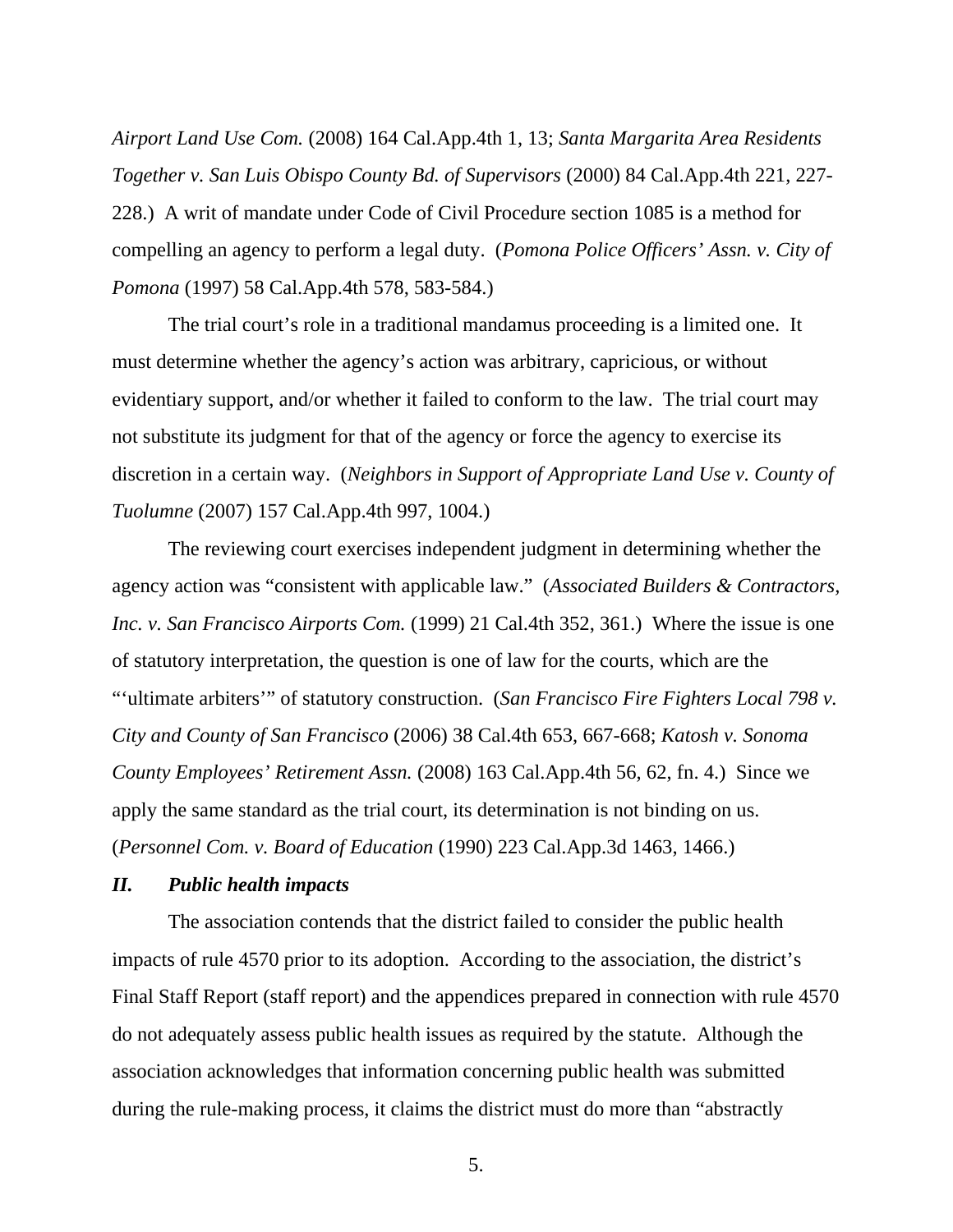*Airport Land Use Com.* (2008) 164 Cal.App.4th 1, 13; *Santa Margarita Area Residents Together v. San Luis Obispo County Bd. of Supervisors* (2000) 84 Cal.App.4th 221, 227-228.) A writ of mandate under Code of Civil Procedure section 1085 is a method for compelling an agency to perform a legal duty. (*Pomona Police Officers' Assn. v. City of Pomona* (1997) 58 Cal.App.4th 578, 583-584.)

The trial court's role in a traditional mandamus proceeding is a limited one. It must determine whether the agency's action was arbitrary, capricious, or without evidentiary support, and/or whether it failed to conform to the law. The trial court may not substitute its judgment for that of the agency or force the agency to exercise its discretion in a certain way. (*Neighbors in Support of Appropriate Land Use v. County of Tuolumne* (2007) 157 Cal.App.4th 997, 1004.)

The reviewing court exercises independent judgment in determining whether the agency action was "consistent with applicable law." (*Associated Builders & Contractors, Inc. v. San Francisco Airports Com.* (1999) 21 Cal.4th 352, 361.) Where the issue is one of statutory interpretation, the question is one of law for the courts, which are the "'ultimate arbiters'" of statutory construction. (*San Francisco Fire Fighters Local 798 v. City and County of San Francisco* (2006) 38 Cal.4th 653, 667-668; *Katosh v. Sonoma County Employees' Retirement Assn.* (2008) 163 Cal.App.4th 56, 62, fn. 4.) Since we apply the same standard as the trial court, its determination is not binding on us. (*Personnel Com. v. Board of Education* (1990) 223 Cal.App.3d 1463, 1466.)

### *II. Public health impacts*

The association contends that the district failed to consider the public health impacts of rule 4570 prior to its adoption. According to the association, the district's Final Staff Report (staff report) and the appendices prepared in connection with rule 4570 do not adequately assess public health issues as required by the statute. Although the association acknowledges that information concerning public health was submitted during the rule-making process, it claims the district must do more than "abstractly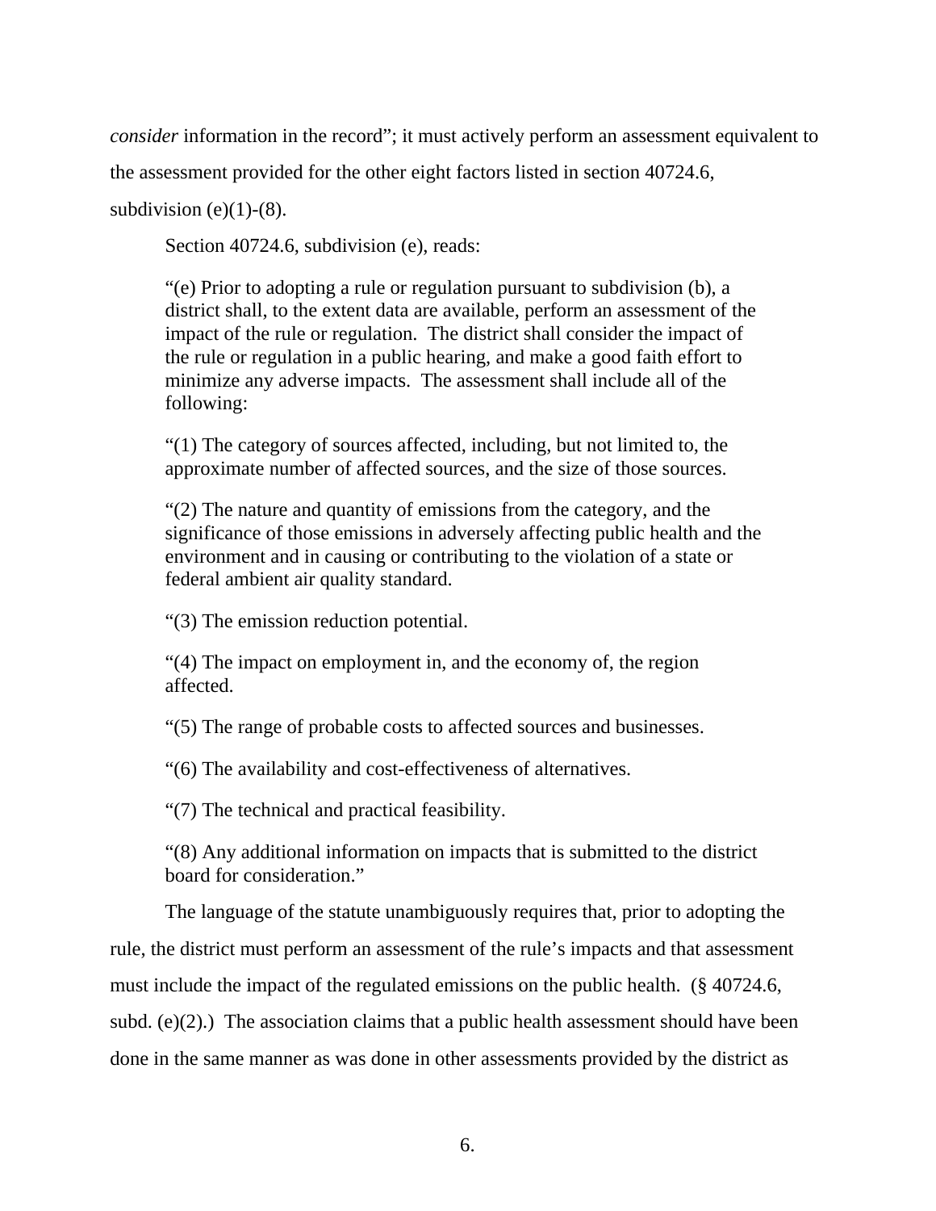*consider* information in the record"; it must actively perform an assessment equivalent to the assessment provided for the other eight factors listed in section 40724.6, subdivision (e)(1)-(8).

Section 40724.6, subdivision (e), reads:

> "(e) Prior to adopting a rule or regulation pursuant to subdivision (b), a district shall, to the extent data are available, perform an assessment of the impact of the rule or regulation. The district shall consider the impact of the rule or regulation in a public hearing, and make a good faith effort to minimize any adverse impacts. The assessment shall include all of the following:
>
> "(1) The category of sources affected, including, but not limited to, the approximate number of affected sources, and the size of those sources.
>
> "(2) The nature and quantity of emissions from the category, and the significance of those emissions in adversely affecting public health and the environment and in causing or contributing to the violation of a state or federal ambient air quality standard.
>
> "(3) The emission reduction potential.
>
> "(4) The impact on employment in, and the economy of, the region affected.
>
> "(5) The range of probable costs to affected sources and businesses.
>
> "(6) The availability and cost-effectiveness of alternatives.
>
> "(7) The technical and practical feasibility.
>
> "(8) Any additional information on impacts that is submitted to the district board for consideration."

The language of the statute unambiguously requires that, prior to adopting the rule, the district must perform an assessment of the rule's impacts and that assessment must include the impact of the regulated emissions on the public health. (§ 40724.6, subd. (e)(2).) The association claims that a public health assessment should have been done in the same manner as was done in other assessments provided by the district as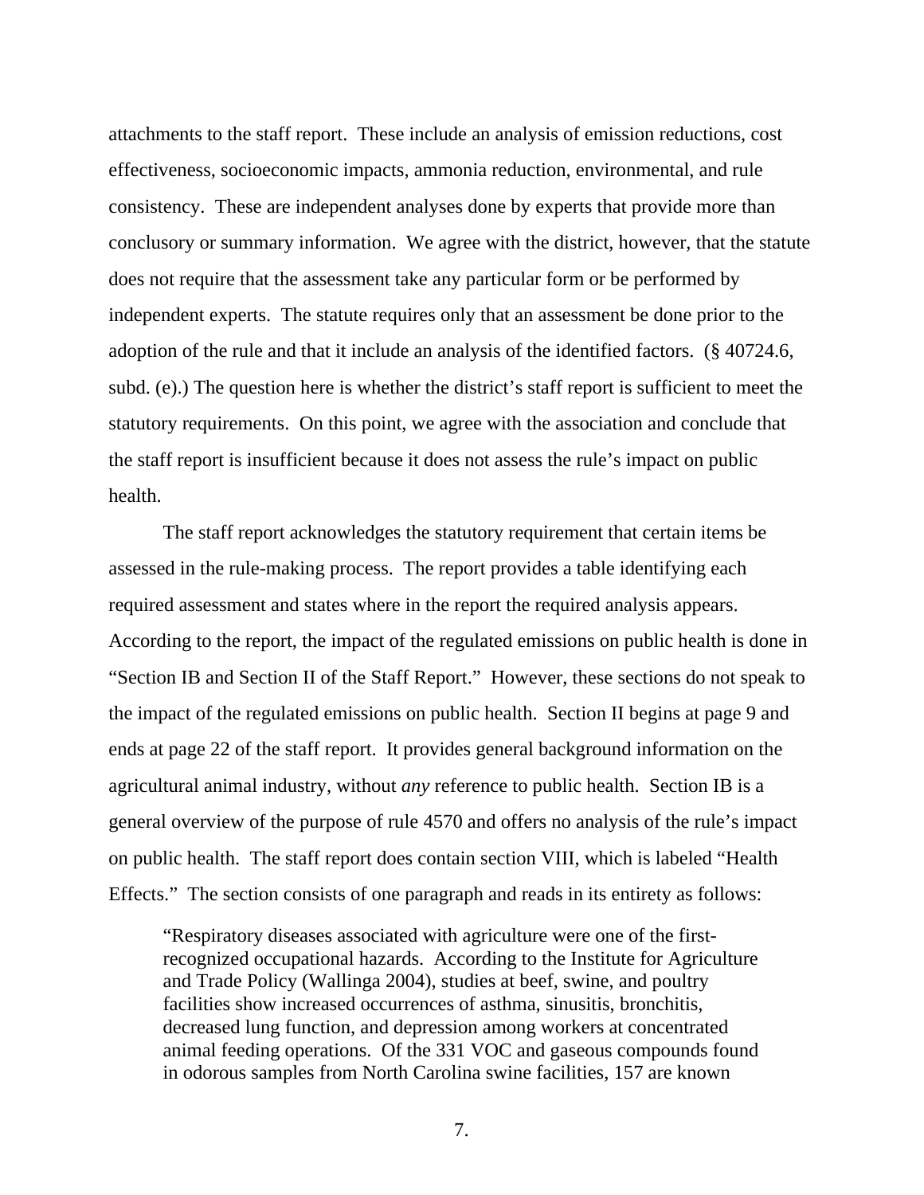attachments to the staff report. These include an analysis of emission reductions, cost effectiveness, socioeconomic impacts, ammonia reduction, environmental, and rule consistency. These are independent analyses done by experts that provide more than conclusory or summary information. We agree with the district, however, that the statute does not require that the assessment take any particular form or be performed by independent experts. The statute requires only that an assessment be done prior to the adoption of the rule and that it include an analysis of the identified factors. (§ 40724.6, subd. (e).) The question here is whether the district's staff report is sufficient to meet the statutory requirements. On this point, we agree with the association and conclude that the staff report is insufficient because it does not assess the rule's impact on public health.

The staff report acknowledges the statutory requirement that certain items be assessed in the rule-making process. The report provides a table identifying each required assessment and states where in the report the required analysis appears. According to the report, the impact of the regulated emissions on public health is done in "Section IB and Section II of the Staff Report." However, these sections do not speak to the impact of the regulated emissions on public health. Section II begins at page 9 and ends at page 22 of the staff report. It provides general background information on the agricultural animal industry, without *any* reference to public health. Section IB is a general overview of the purpose of rule 4570 and offers no analysis of the rule's impact on public health. The staff report does contain section VIII, which is labeled "Health Effects." The section consists of one paragraph and reads in its entirety as follows:

> "Respiratory diseases associated with agriculture were one of the first-recognized occupational hazards. According to the Institute for Agriculture and Trade Policy (Wallinga 2004), studies at beef, swine, and poultry facilities show increased occurrences of asthma, sinusitis, bronchitis, decreased lung function, and depression among workers at concentrated animal feeding operations. Of the 331 VOC and gaseous compounds found in odorous samples from North Carolina swine facilities, 157 are known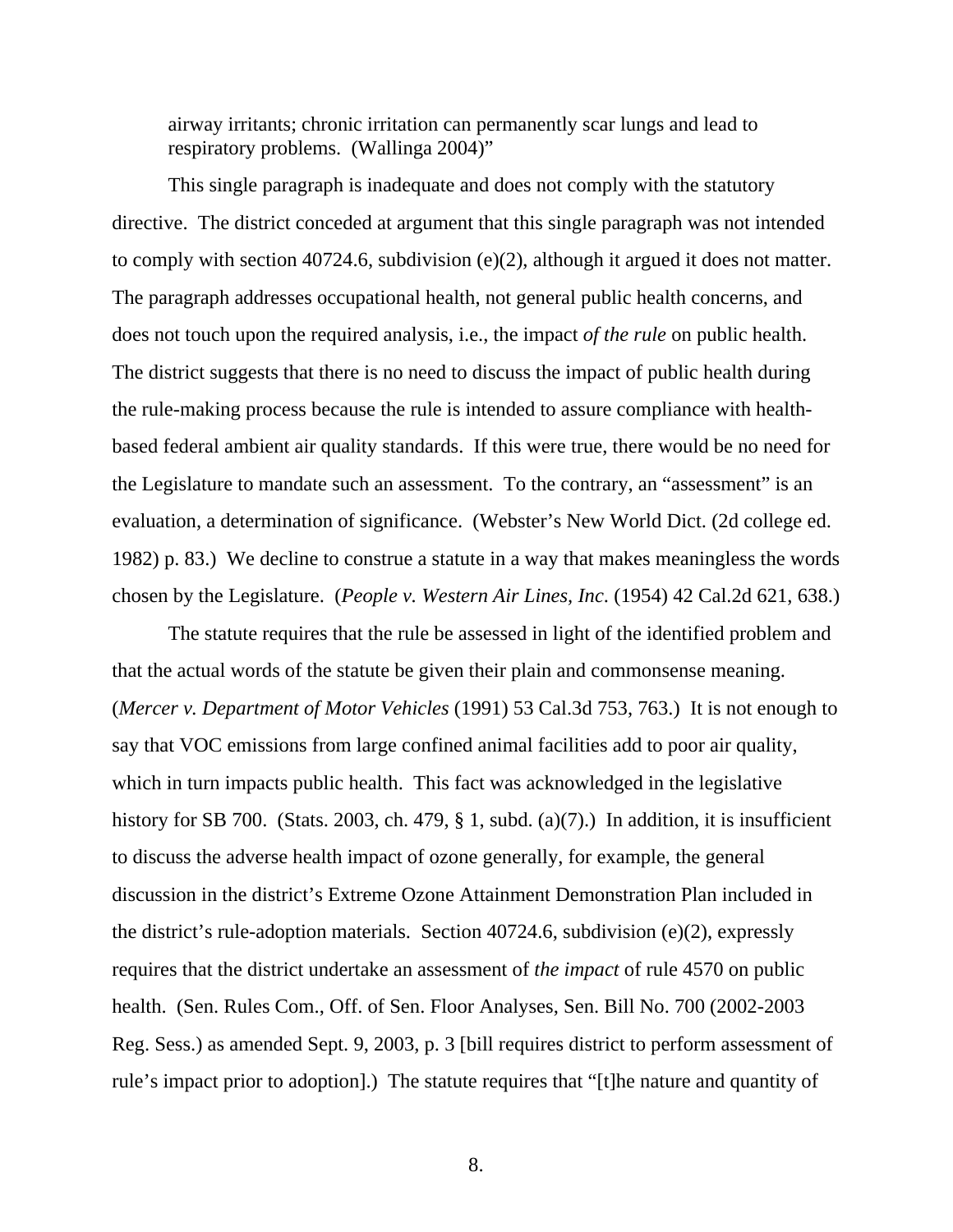> airway irritants; chronic irritation can permanently scar lungs and lead to respiratory problems. (Wallinga 2004)"

This single paragraph is inadequate and does not comply with the statutory directive. The district conceded at argument that this single paragraph was not intended to comply with section 40724.6, subdivision (e)(2), although it argued it does not matter. The paragraph addresses occupational health, not general public health concerns, and does not touch upon the required analysis, i.e., the impact *of the rule* on public health. The district suggests that there is no need to discuss the impact of public health during the rule-making process because the rule is intended to assure compliance with health-based federal ambient air quality standards. If this were true, there would be no need for the Legislature to mandate such an assessment. To the contrary, an "assessment" is an evaluation, a determination of significance. (Webster's New World Dict. (2d college ed. 1982) p. 83.) We decline to construe a statute in a way that makes meaningless the words chosen by the Legislature. (*People v. Western Air Lines, Inc*. (1954) 42 Cal.2d 621, 638.)

The statute requires that the rule be assessed in light of the identified problem and that the actual words of the statute be given their plain and commonsense meaning. (*Mercer v. Department of Motor Vehicles* (1991) 53 Cal.3d 753, 763.) It is not enough to say that VOC emissions from large confined animal facilities add to poor air quality, which in turn impacts public health. This fact was acknowledged in the legislative history for SB 700. (Stats. 2003, ch. 479, § 1, subd. (a)(7).) In addition, it is insufficient to discuss the adverse health impact of ozone generally, for example, the general discussion in the district's Extreme Ozone Attainment Demonstration Plan included in the district's rule-adoption materials. Section 40724.6, subdivision (e)(2), expressly requires that the district undertake an assessment of *the impact* of rule 4570 on public health. (Sen. Rules Com., Off. of Sen. Floor Analyses, Sen. Bill No. 700 (2002-2003 Reg. Sess.) as amended Sept. 9, 2003, p. 3 [bill requires district to perform assessment of rule's impact prior to adoption].) The statute requires that "[t]he nature and quantity of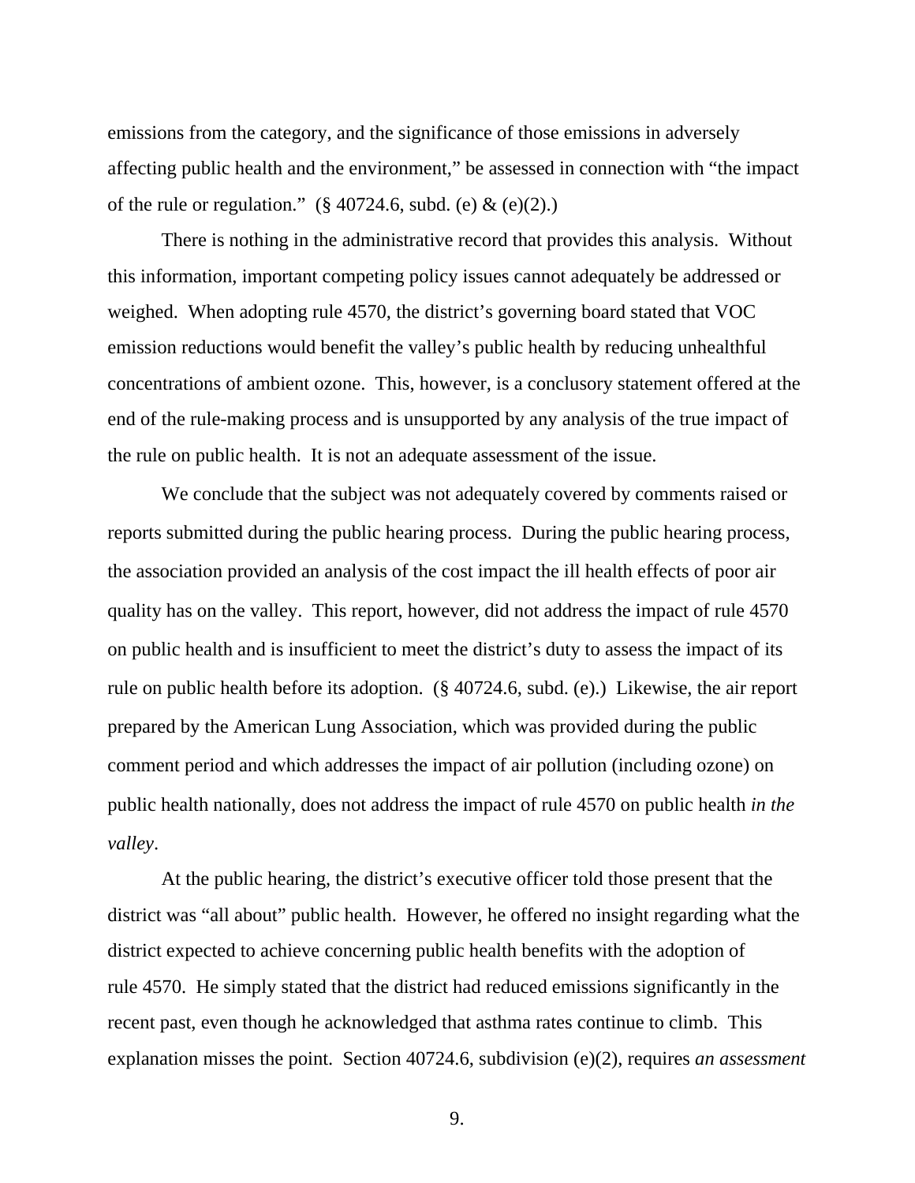emissions from the category, and the significance of those emissions in adversely affecting public health and the environment," be assessed in connection with "the impact of the rule or regulation." (§ 40724.6, subd. (e) & (e)(2).)

There is nothing in the administrative record that provides this analysis. Without this information, important competing policy issues cannot adequately be addressed or weighed. When adopting rule 4570, the district's governing board stated that VOC emission reductions would benefit the valley's public health by reducing unhealthful concentrations of ambient ozone. This, however, is a conclusory statement offered at the end of the rule-making process and is unsupported by any analysis of the true impact of the rule on public health. It is not an adequate assessment of the issue.

We conclude that the subject was not adequately covered by comments raised or reports submitted during the public hearing process. During the public hearing process, the association provided an analysis of the cost impact the ill health effects of poor air quality has on the valley. This report, however, did not address the impact of rule 4570 on public health and is insufficient to meet the district's duty to assess the impact of its rule on public health before its adoption. (§ 40724.6, subd. (e).) Likewise, the air report prepared by the American Lung Association, which was provided during the public comment period and which addresses the impact of air pollution (including ozone) on public health nationally, does not address the impact of rule 4570 on public health *in the valley*.

At the public hearing, the district's executive officer told those present that the district was "all about" public health. However, he offered no insight regarding what the district expected to achieve concerning public health benefits with the adoption of rule 4570. He simply stated that the district had reduced emissions significantly in the recent past, even though he acknowledged that asthma rates continue to climb. This explanation misses the point. Section 40724.6, subdivision (e)(2), requires *an assessment*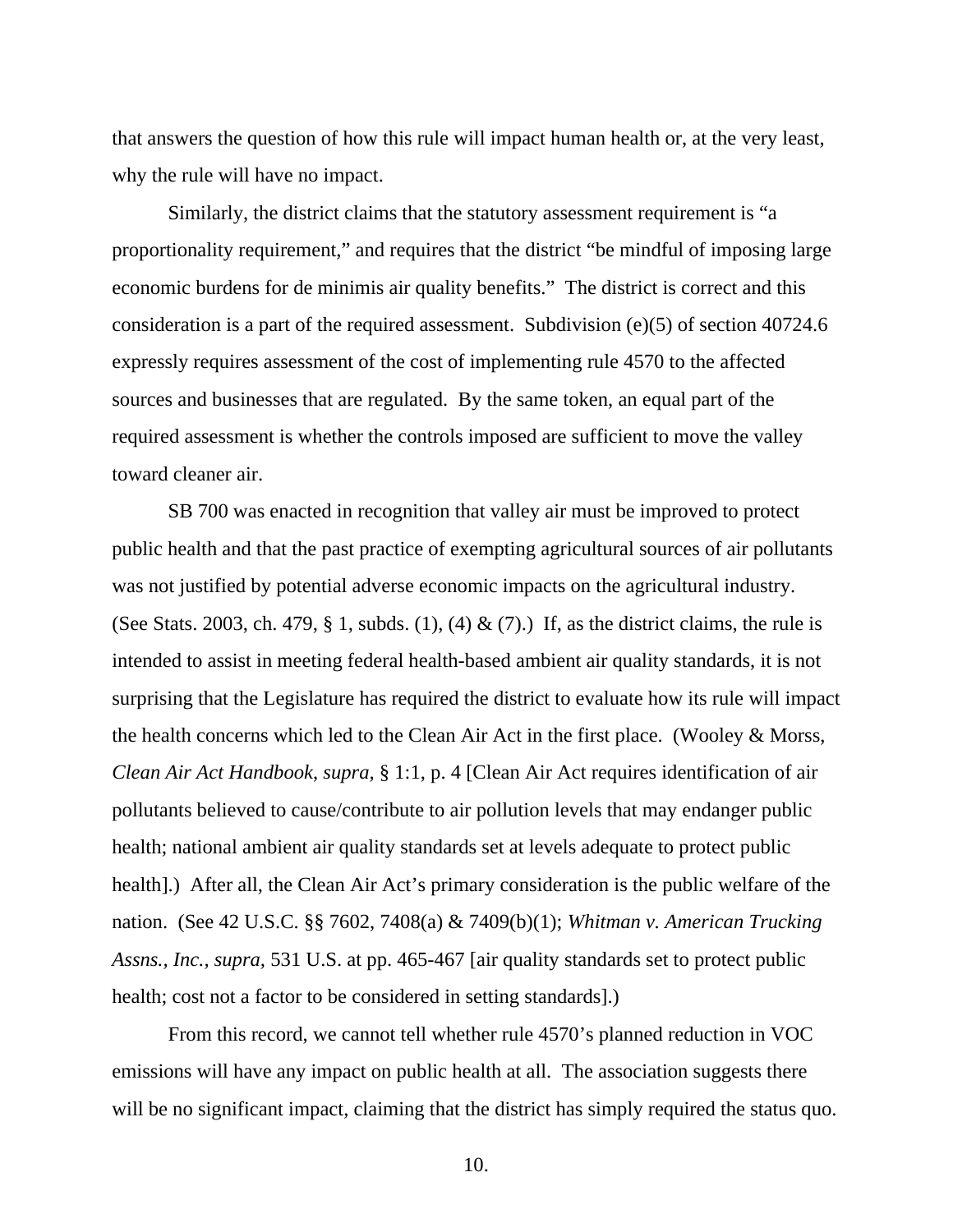that answers the question of how this rule will impact human health or, at the very least, why the rule will have no impact.

Similarly, the district claims that the statutory assessment requirement is "a proportionality requirement," and requires that the district "be mindful of imposing large economic burdens for de minimis air quality benefits." The district is correct and this consideration is a part of the required assessment. Subdivision (e)(5) of section 40724.6 expressly requires assessment of the cost of implementing rule 4570 to the affected sources and businesses that are regulated. By the same token, an equal part of the required assessment is whether the controls imposed are sufficient to move the valley toward cleaner air.

SB 700 was enacted in recognition that valley air must be improved to protect public health and that the past practice of exempting agricultural sources of air pollutants was not justified by potential adverse economic impacts on the agricultural industry. (See Stats. 2003, ch. 479, § 1, subds. (1), (4) & (7).) If, as the district claims, the rule is intended to assist in meeting federal health-based ambient air quality standards, it is not surprising that the Legislature has required the district to evaluate how its rule will impact the health concerns which led to the Clean Air Act in the first place. (Wooley & Morss, *Clean Air Act Handbook*, *supra*, § 1:1, p. 4 [Clean Air Act requires identification of air pollutants believed to cause/contribute to air pollution levels that may endanger public health; national ambient air quality standards set at levels adequate to protect public health].) After all, the Clean Air Act's primary consideration is the public welfare of the nation. (See 42 U.S.C. §§ 7602, 7408(a) & 7409(b)(1); *Whitman v. American Trucking Assns., Inc.*, *supra*, 531 U.S. at pp. 465-467 [air quality standards set to protect public health; cost not a factor to be considered in setting standards].)

From this record, we cannot tell whether rule 4570's planned reduction in VOC emissions will have any impact on public health at all. The association suggests there will be no significant impact, claiming that the district has simply required the status quo.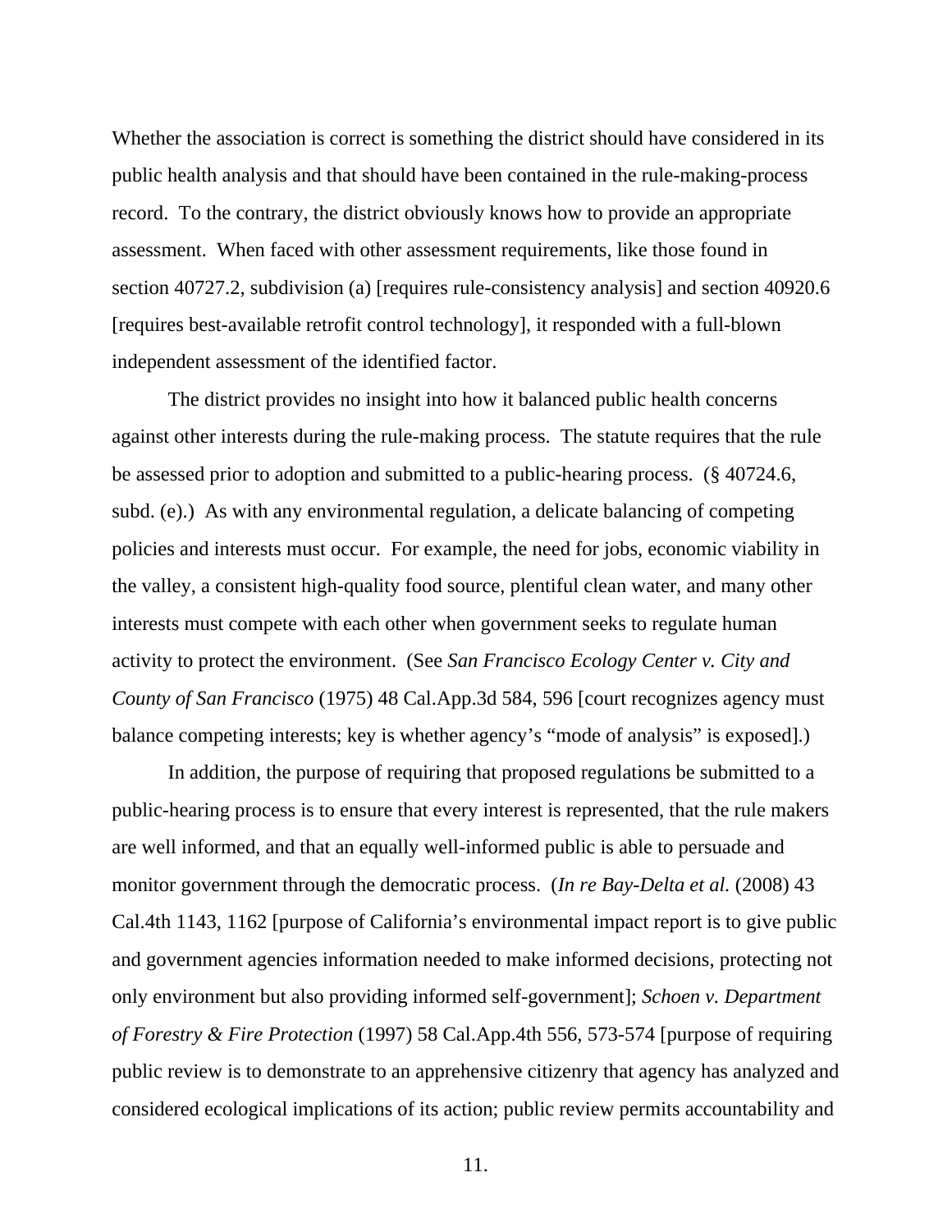Whether the association is correct is something the district should have considered in its public health analysis and that should have been contained in the rule-making-process record. To the contrary, the district obviously knows how to provide an appropriate assessment. When faced with other assessment requirements, like those found in section 40727.2, subdivision (a) [requires rule-consistency analysis] and section 40920.6 [requires best-available retrofit control technology], it responded with a full-blown independent assessment of the identified factor.

The district provides no insight into how it balanced public health concerns against other interests during the rule-making process. The statute requires that the rule be assessed prior to adoption and submitted to a public-hearing process. (§ 40724.6, subd. (e).) As with any environmental regulation, a delicate balancing of competing policies and interests must occur. For example, the need for jobs, economic viability in the valley, a consistent high-quality food source, plentiful clean water, and many other interests must compete with each other when government seeks to regulate human activity to protect the environment. (See *San Francisco Ecology Center v. City and County of San Francisco* (1975) 48 Cal.App.3d 584, 596 [court recognizes agency must balance competing interests; key is whether agency's "mode of analysis" is exposed].)

In addition, the purpose of requiring that proposed regulations be submitted to a public-hearing process is to ensure that every interest is represented, that the rule makers are well informed, and that an equally well-informed public is able to persuade and monitor government through the democratic process. (*In re Bay-Delta et al.* (2008) 43 Cal.4th 1143, 1162 [purpose of California's environmental impact report is to give public and government agencies information needed to make informed decisions, protecting not only environment but also providing informed self-government]; *Schoen v. Department of Forestry & Fire Protection* (1997) 58 Cal.App.4th 556, 573-574 [purpose of requiring public review is to demonstrate to an apprehensive citizenry that agency has analyzed and considered ecological implications of its action; public review permits accountability and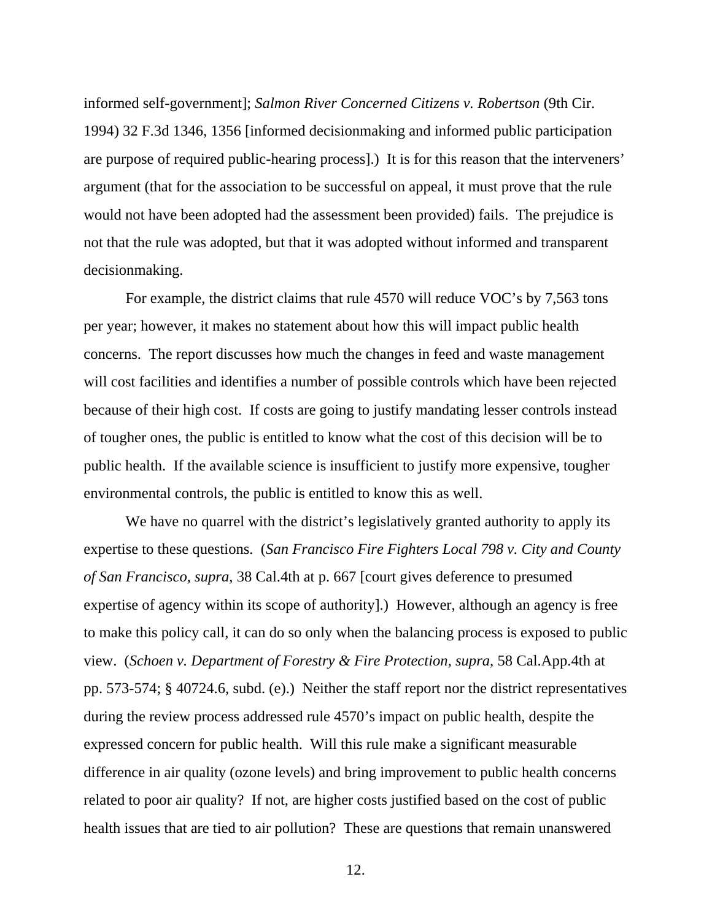informed self-government]; *Salmon River Concerned Citizens v. Robertson* (9th Cir. 1994) 32 F.3d 1346, 1356 [informed decisionmaking and informed public participation are purpose of required public-hearing process].) It is for this reason that the interveners' argument (that for the association to be successful on appeal, it must prove that the rule would not have been adopted had the assessment been provided) fails. The prejudice is not that the rule was adopted, but that it was adopted without informed and transparent decisionmaking.

For example, the district claims that rule 4570 will reduce VOC's by 7,563 tons per year; however, it makes no statement about how this will impact public health concerns. The report discusses how much the changes in feed and waste management will cost facilities and identifies a number of possible controls which have been rejected because of their high cost. If costs are going to justify mandating lesser controls instead of tougher ones, the public is entitled to know what the cost of this decision will be to public health. If the available science is insufficient to justify more expensive, tougher environmental controls, the public is entitled to know this as well.

We have no quarrel with the district's legislatively granted authority to apply its expertise to these questions. (*San Francisco Fire Fighters Local 798 v. City and County of San Francisco, supra,* 38 Cal.4th at p. 667 [court gives deference to presumed expertise of agency within its scope of authority].) However, although an agency is free to make this policy call, it can do so only when the balancing process is exposed to public view. (*Schoen v. Department of Forestry & Fire Protection, supra,* 58 Cal.App.4th at pp. 573-574; § 40724.6, subd. (e).) Neither the staff report nor the district representatives during the review process addressed rule 4570's impact on public health, despite the expressed concern for public health. Will this rule make a significant measurable difference in air quality (ozone levels) and bring improvement to public health concerns related to poor air quality? If not, are higher costs justified based on the cost of public health issues that are tied to air pollution? These are questions that remain unanswered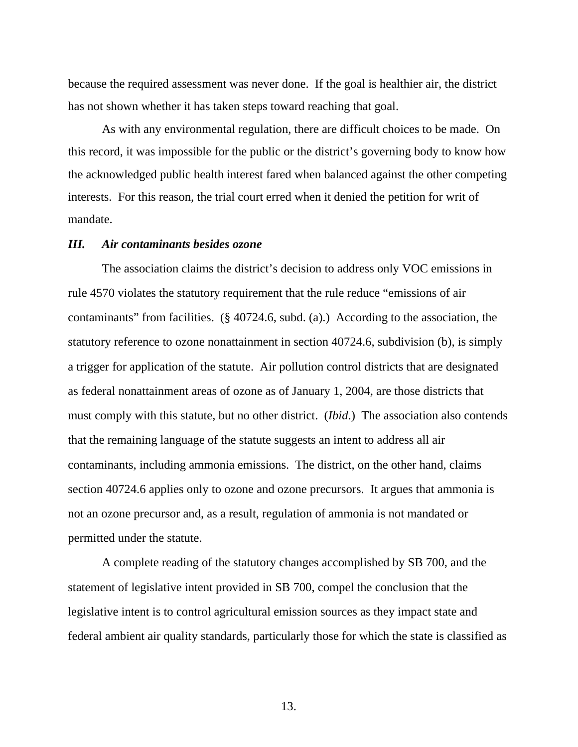because the required assessment was never done. If the goal is healthier air, the district has not shown whether it has taken steps toward reaching that goal.

As with any environmental regulation, there are difficult choices to be made. On this record, it was impossible for the public or the district's governing body to know how the acknowledged public health interest fared when balanced against the other competing interests. For this reason, the trial court erred when it denied the petition for writ of mandate.

### ***III. Air contaminants besides ozone***

The association claims the district's decision to address only VOC emissions in rule 4570 violates the statutory requirement that the rule reduce "emissions of air contaminants" from facilities. (§ 40724.6, subd. (a).) According to the association, the statutory reference to ozone nonattainment in section 40724.6, subdivision (b), is simply a trigger for application of the statute. Air pollution control districts that are designated as federal nonattainment areas of ozone as of January 1, 2004, are those districts that must comply with this statute, but no other district. (*Ibid*.) The association also contends that the remaining language of the statute suggests an intent to address all air contaminants, including ammonia emissions. The district, on the other hand, claims section 40724.6 applies only to ozone and ozone precursors. It argues that ammonia is not an ozone precursor and, as a result, regulation of ammonia is not mandated or permitted under the statute.

A complete reading of the statutory changes accomplished by SB 700, and the statement of legislative intent provided in SB 700, compel the conclusion that the legislative intent is to control agricultural emission sources as they impact state and federal ambient air quality standards, particularly those for which the state is classified as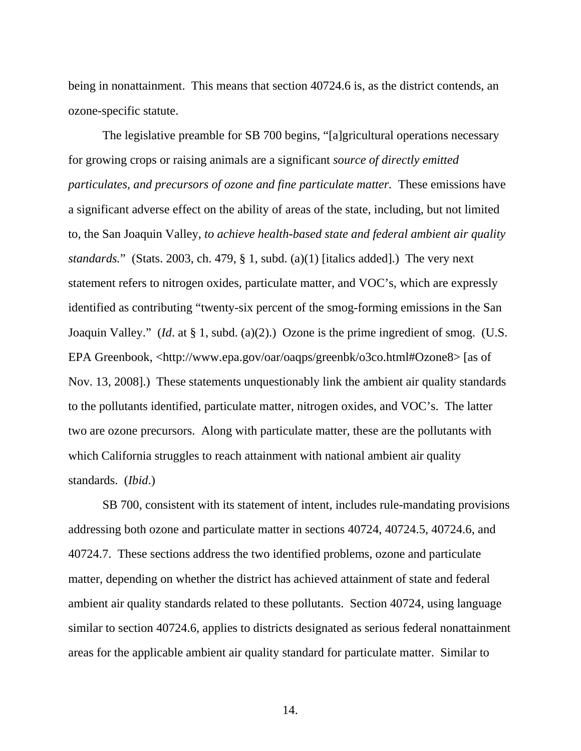being in nonattainment. This means that section 40724.6 is, as the district contends, an ozone-specific statute.

The legislative preamble for SB 700 begins, "[a]gricultural operations necessary for growing crops or raising animals are a significant *source of directly emitted particulates, and precursors of ozone and fine particulate matter.* These emissions have a significant adverse effect on the ability of areas of the state, including, but not limited to, the San Joaquin Valley, *to achieve health-based state and federal ambient air quality standards.*" (Stats. 2003, ch. 479, § 1, subd. (a)(1) [italics added].) The very next statement refers to nitrogen oxides, particulate matter, and VOC's, which are expressly identified as contributing "twenty-six percent of the smog-forming emissions in the San Joaquin Valley." (*Id*. at § 1, subd. (a)(2).) Ozone is the prime ingredient of smog. (U.S. EPA Greenbook, <http://www.epa.gov/oar/oaqps/greenbk/o3co.html#Ozone8> [as of Nov. 13, 2008].) These statements unquestionably link the ambient air quality standards to the pollutants identified, particulate matter, nitrogen oxides, and VOC's. The latter two are ozone precursors. Along with particulate matter, these are the pollutants with which California struggles to reach attainment with national ambient air quality standards. (*Ibid*.)

SB 700, consistent with its statement of intent, includes rule-mandating provisions addressing both ozone and particulate matter in sections 40724, 40724.5, 40724.6, and 40724.7. These sections address the two identified problems, ozone and particulate matter, depending on whether the district has achieved attainment of state and federal ambient air quality standards related to these pollutants. Section 40724, using language similar to section 40724.6, applies to districts designated as serious federal nonattainment areas for the applicable ambient air quality standard for particulate matter. Similar to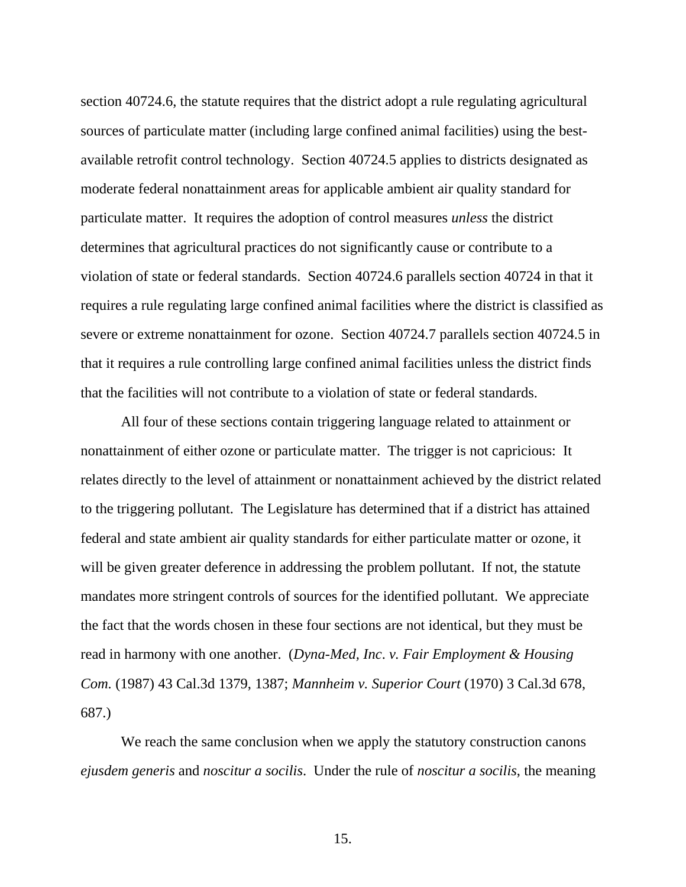section 40724.6, the statute requires that the district adopt a rule regulating agricultural sources of particulate matter (including large confined animal facilities) using the best-available retrofit control technology. Section 40724.5 applies to districts designated as moderate federal nonattainment areas for applicable ambient air quality standard for particulate matter. It requires the adoption of control measures *unless* the district determines that agricultural practices do not significantly cause or contribute to a violation of state or federal standards. Section 40724.6 parallels section 40724 in that it requires a rule regulating large confined animal facilities where the district is classified as severe or extreme nonattainment for ozone. Section 40724.7 parallels section 40724.5 in that it requires a rule controlling large confined animal facilities unless the district finds that the facilities will not contribute to a violation of state or federal standards.

All four of these sections contain triggering language related to attainment or nonattainment of either ozone or particulate matter. The trigger is not capricious: It relates directly to the level of attainment or nonattainment achieved by the district related to the triggering pollutant. The Legislature has determined that if a district has attained federal and state ambient air quality standards for either particulate matter or ozone, it will be given greater deference in addressing the problem pollutant. If not, the statute mandates more stringent controls of sources for the identified pollutant. We appreciate the fact that the words chosen in these four sections are not identical, but they must be read in harmony with one another. (*Dyna-Med, Inc. v. Fair Employment & Housing Com.* (1987) 43 Cal.3d 1379, 1387; *Mannheim v. Superior Court* (1970) 3 Cal.3d 678, 687.)

We reach the same conclusion when we apply the statutory construction canons *ejusdem generis* and *noscitur a socilis*. Under the rule of *noscitur a socilis*, the meaning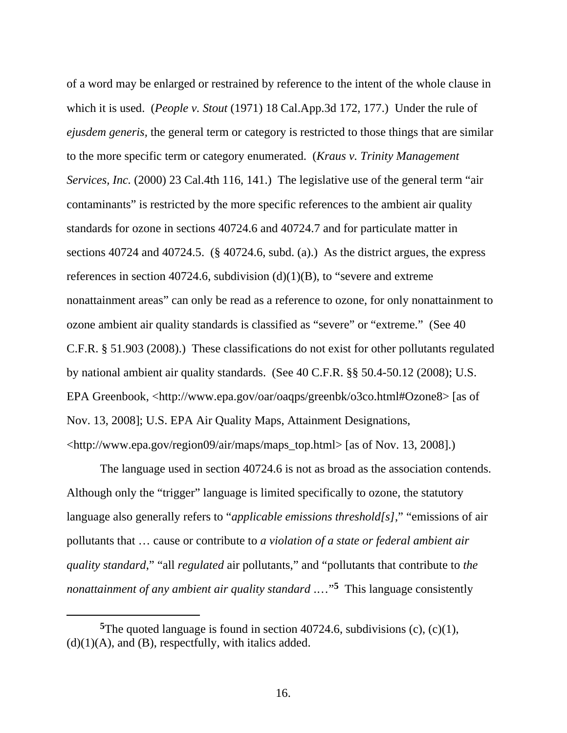of a word may be enlarged or restrained by reference to the intent of the whole clause in which it is used. (*People v. Stout* (1971) 18 Cal.App.3d 172, 177.) Under the rule of *ejusdem generis*, the general term or category is restricted to those things that are similar to the more specific term or category enumerated. (*Kraus v. Trinity Management Services, Inc.* (2000) 23 Cal.4th 116, 141.) The legislative use of the general term "air contaminants" is restricted by the more specific references to the ambient air quality standards for ozone in sections 40724.6 and 40724.7 and for particulate matter in sections 40724 and 40724.5. (§ 40724.6, subd. (a).) As the district argues, the express references in section 40724.6, subdivision (d)(1)(B), to "severe and extreme nonattainment areas" can only be read as a reference to ozone, for only nonattainment to ozone ambient air quality standards is classified as "severe" or "extreme." (See 40 C.F.R. § 51.903 (2008).) These classifications do not exist for other pollutants regulated by national ambient air quality standards. (See 40 C.F.R. §§ 50.4-50.12 (2008); U.S. EPA Greenbook, <http://www.epa.gov/oar/oaqps/greenbk/o3co.html#Ozone8> [as of Nov. 13, 2008]; U.S. EPA Air Quality Maps, Attainment Designations, <http://www.epa.gov/region09/air/maps/maps_top.html> [as of Nov. 13, 2008].)

The language used in section 40724.6 is not as broad as the association contends. Although only the "trigger" language is limited specifically to ozone, the statutory language also generally refers to "*applicable emissions threshold[s]*," "emissions of air pollutants that … cause or contribute to *a violation of a state or federal ambient air quality standard*," "all *regulated* air pollutants," and "pollutants that contribute to *the nonattainment of any ambient air quality standard* .…"[5] This language consistently

[5] The quoted language is found in section 40724.6, subdivisions (c), (c)(1), (d)(1)(A), and (B), respectfully, with italics added.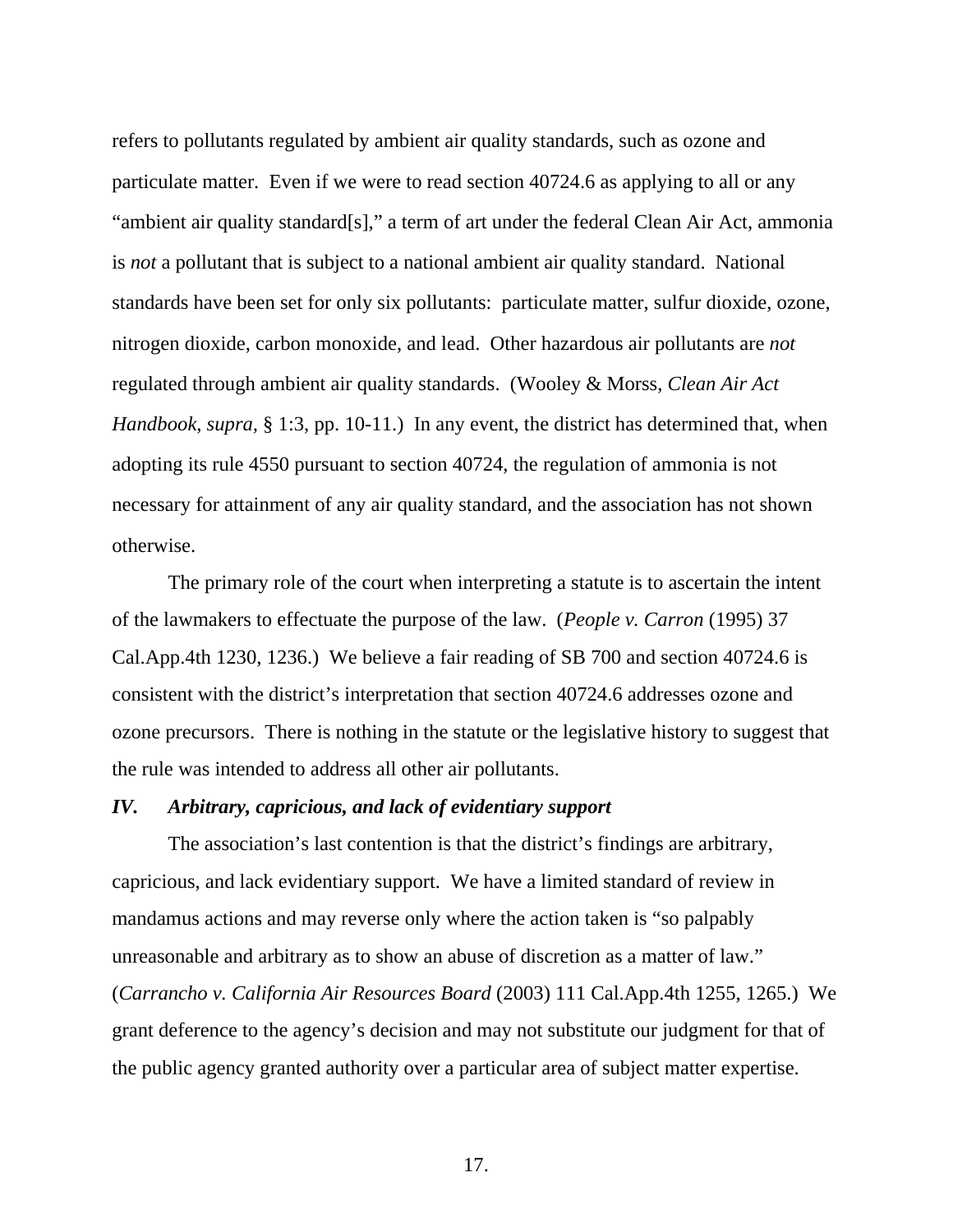refers to pollutants regulated by ambient air quality standards, such as ozone and particulate matter. Even if we were to read section 40724.6 as applying to all or any "ambient air quality standard[s]," a term of art under the federal Clean Air Act, ammonia is *not* a pollutant that is subject to a national ambient air quality standard. National standards have been set for only six pollutants: particulate matter, sulfur dioxide, ozone, nitrogen dioxide, carbon monoxide, and lead. Other hazardous air pollutants are *not* regulated through ambient air quality standards. (Wooley & Morss, *Clean Air Act Handbook*, *supra,* § 1:3, pp. 10-11.) In any event, the district has determined that, when adopting its rule 4550 pursuant to section 40724, the regulation of ammonia is not necessary for attainment of any air quality standard, and the association has not shown otherwise.

The primary role of the court when interpreting a statute is to ascertain the intent of the lawmakers to effectuate the purpose of the law. (*People v. Carron* (1995) 37 Cal.App.4th 1230, 1236.) We believe a fair reading of SB 700 and section 40724.6 is consistent with the district's interpretation that section 40724.6 addresses ozone and ozone precursors. There is nothing in the statute or the legislative history to suggest that the rule was intended to address all other air pollutants.

### *IV. Arbitrary, capricious, and lack of evidentiary support*

The association's last contention is that the district's findings are arbitrary, capricious, and lack evidentiary support. We have a limited standard of review in mandamus actions and may reverse only where the action taken is "so palpably unreasonable and arbitrary as to show an abuse of discretion as a matter of law." (*Carrancho v. California Air Resources Board* (2003) 111 Cal.App.4th 1255, 1265.) We grant deference to the agency's decision and may not substitute our judgment for that of the public agency granted authority over a particular area of subject matter expertise.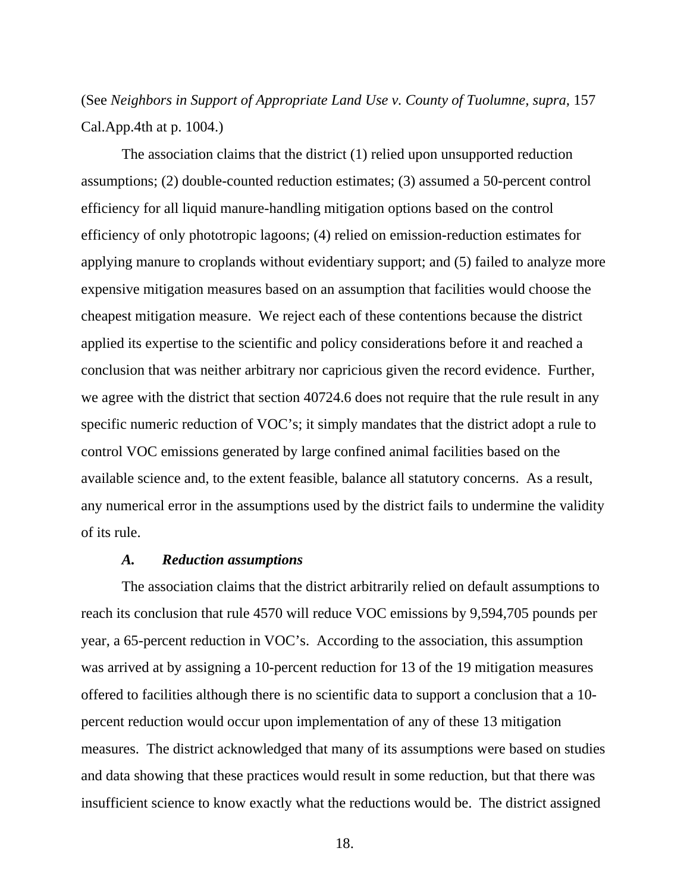(See *Neighbors in Support of Appropriate Land Use v. County of Tuolumne, supra,* 157 Cal.App.4th at p. 1004.)

The association claims that the district (1) relied upon unsupported reduction assumptions; (2) double-counted reduction estimates; (3) assumed a 50-percent control efficiency for all liquid manure-handling mitigation options based on the control efficiency of only phototropic lagoons; (4) relied on emission-reduction estimates for applying manure to croplands without evidentiary support; and (5) failed to analyze more expensive mitigation measures based on an assumption that facilities would choose the cheapest mitigation measure. We reject each of these contentions because the district applied its expertise to the scientific and policy considerations before it and reached a conclusion that was neither arbitrary nor capricious given the record evidence. Further, we agree with the district that section 40724.6 does not require that the rule result in any specific numeric reduction of VOC's; it simply mandates that the district adopt a rule to control VOC emissions generated by large confined animal facilities based on the available science and, to the extent feasible, balance all statutory concerns. As a result, any numerical error in the assumptions used by the district fails to undermine the validity of its rule.

### *A. Reduction assumptions*

The association claims that the district arbitrarily relied on default assumptions to reach its conclusion that rule 4570 will reduce VOC emissions by 9,594,705 pounds per year, a 65-percent reduction in VOC's. According to the association, this assumption was arrived at by assigning a 10-percent reduction for 13 of the 19 mitigation measures offered to facilities although there is no scientific data to support a conclusion that a 10-percent reduction would occur upon implementation of any of these 13 mitigation measures. The district acknowledged that many of its assumptions were based on studies and data showing that these practices would result in some reduction, but that there was insufficient science to know exactly what the reductions would be. The district assigned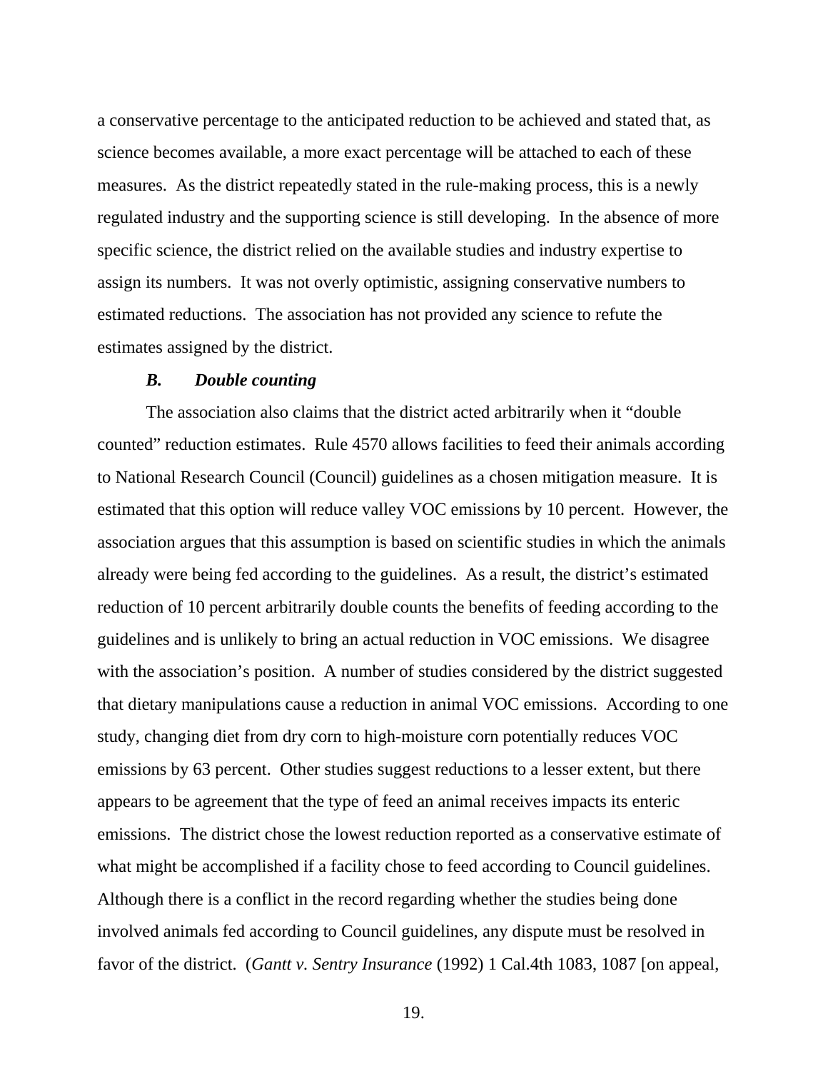a conservative percentage to the anticipated reduction to be achieved and stated that, as science becomes available, a more exact percentage will be attached to each of these measures. As the district repeatedly stated in the rule-making process, this is a newly regulated industry and the supporting science is still developing. In the absence of more specific science, the district relied on the available studies and industry expertise to assign its numbers. It was not overly optimistic, assigning conservative numbers to estimated reductions. The association has not provided any science to refute the estimates assigned by the district.

***B. Double counting***

The association also claims that the district acted arbitrarily when it "double counted" reduction estimates. Rule 4570 allows facilities to feed their animals according to National Research Council (Council) guidelines as a chosen mitigation measure. It is estimated that this option will reduce valley VOC emissions by 10 percent. However, the association argues that this assumption is based on scientific studies in which the animals already were being fed according to the guidelines. As a result, the district's estimated reduction of 10 percent arbitrarily double counts the benefits of feeding according to the guidelines and is unlikely to bring an actual reduction in VOC emissions. We disagree with the association's position. A number of studies considered by the district suggested that dietary manipulations cause a reduction in animal VOC emissions. According to one study, changing diet from dry corn to high-moisture corn potentially reduces VOC emissions by 63 percent. Other studies suggest reductions to a lesser extent, but there appears to be agreement that the type of feed an animal receives impacts its enteric emissions. The district chose the lowest reduction reported as a conservative estimate of what might be accomplished if a facility chose to feed according to Council guidelines. Although there is a conflict in the record regarding whether the studies being done involved animals fed according to Council guidelines, any dispute must be resolved in favor of the district. (*Gantt v. Sentry Insurance* (1992) 1 Cal.4th 1083, 1087 [on appeal,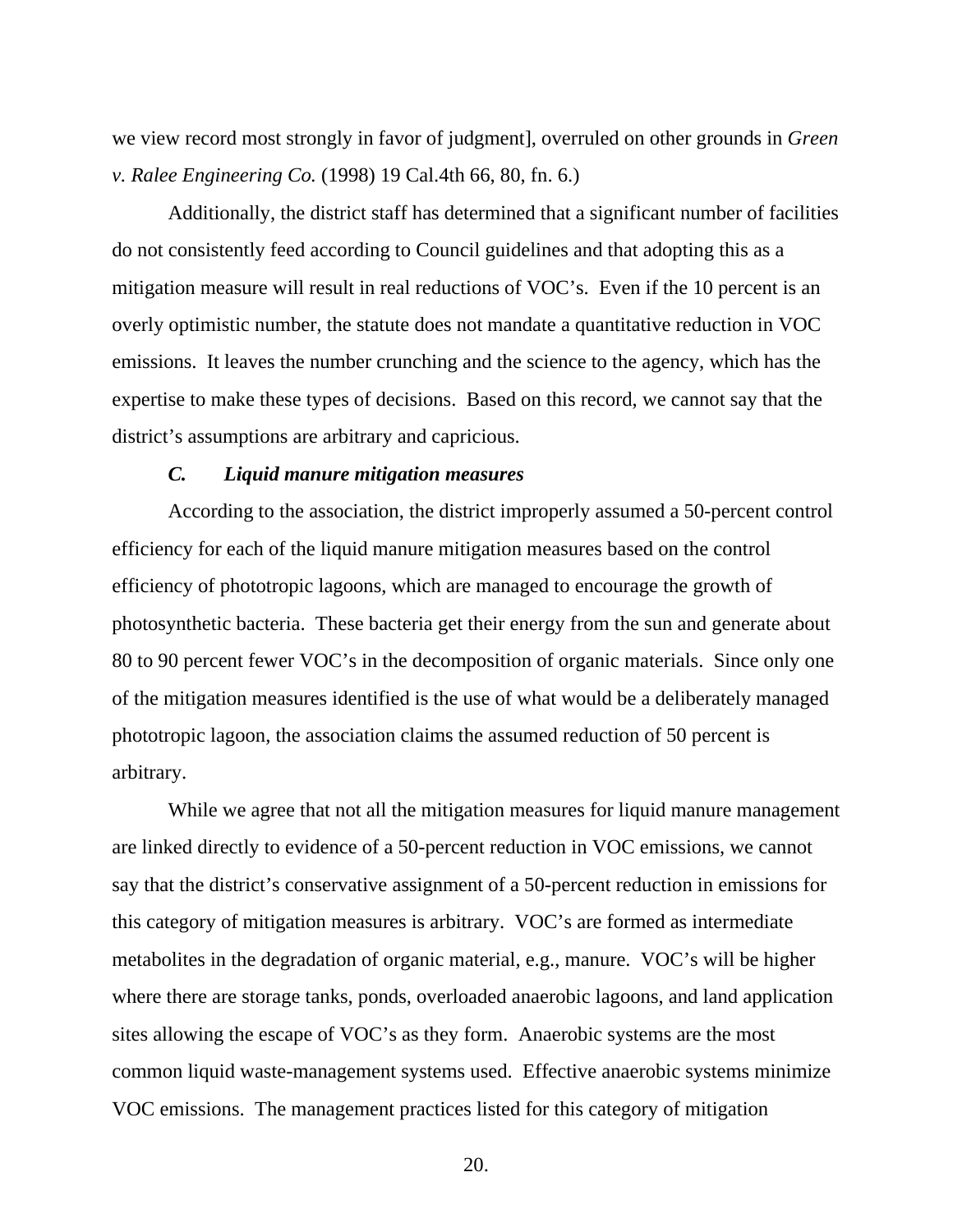we view record most strongly in favor of judgment], overruled on other grounds in *Green v. Ralee Engineering Co.* (1998) 19 Cal.4th 66, 80, fn. 6.)

Additionally, the district staff has determined that a significant number of facilities do not consistently feed according to Council guidelines and that adopting this as a mitigation measure will result in real reductions of VOC's. Even if the 10 percent is an overly optimistic number, the statute does not mandate a quantitative reduction in VOC emissions. It leaves the number crunching and the science to the agency, which has the expertise to make these types of decisions. Based on this record, we cannot say that the district's assumptions are arbitrary and capricious.

### *C. Liquid manure mitigation measures*

According to the association, the district improperly assumed a 50-percent control efficiency for each of the liquid manure mitigation measures based on the control efficiency of phototropic lagoons, which are managed to encourage the growth of photosynthetic bacteria. These bacteria get their energy from the sun and generate about 80 to 90 percent fewer VOC's in the decomposition of organic materials. Since only one of the mitigation measures identified is the use of what would be a deliberately managed phototropic lagoon, the association claims the assumed reduction of 50 percent is arbitrary.

While we agree that not all the mitigation measures for liquid manure management are linked directly to evidence of a 50-percent reduction in VOC emissions, we cannot say that the district's conservative assignment of a 50-percent reduction in emissions for this category of mitigation measures is arbitrary. VOC's are formed as intermediate metabolites in the degradation of organic material, e.g., manure. VOC's will be higher where there are storage tanks, ponds, overloaded anaerobic lagoons, and land application sites allowing the escape of VOC's as they form. Anaerobic systems are the most common liquid waste-management systems used. Effective anaerobic systems minimize VOC emissions. The management practices listed for this category of mitigation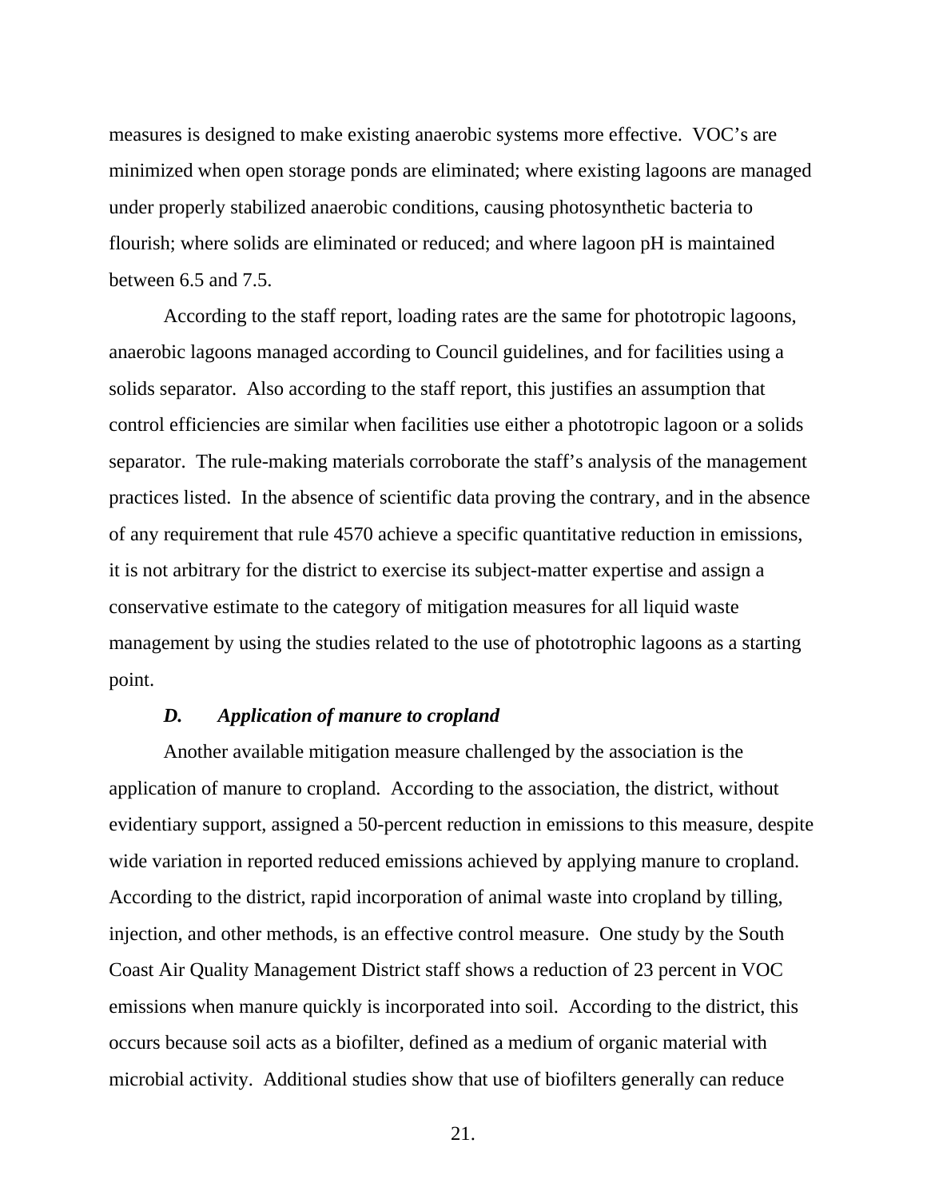measures is designed to make existing anaerobic systems more effective. VOC's are minimized when open storage ponds are eliminated; where existing lagoons are managed under properly stabilized anaerobic conditions, causing photosynthetic bacteria to flourish; where solids are eliminated or reduced; and where lagoon pH is maintained between 6.5 and 7.5.

According to the staff report, loading rates are the same for phototropic lagoons, anaerobic lagoons managed according to Council guidelines, and for facilities using a solids separator. Also according to the staff report, this justifies an assumption that control efficiencies are similar when facilities use either a phototropic lagoon or a solids separator. The rule-making materials corroborate the staff's analysis of the management practices listed. In the absence of scientific data proving the contrary, and in the absence of any requirement that rule 4570 achieve a specific quantitative reduction in emissions, it is not arbitrary for the district to exercise its subject-matter expertise and assign a conservative estimate to the category of mitigation measures for all liquid waste management by using the studies related to the use of phototrophic lagoons as a starting point.

### *D. Application of manure to cropland*

Another available mitigation measure challenged by the association is the application of manure to cropland. According to the association, the district, without evidentiary support, assigned a 50-percent reduction in emissions to this measure, despite wide variation in reported reduced emissions achieved by applying manure to cropland. According to the district, rapid incorporation of animal waste into cropland by tilling, injection, and other methods, is an effective control measure. One study by the South Coast Air Quality Management District staff shows a reduction of 23 percent in VOC emissions when manure quickly is incorporated into soil. According to the district, this occurs because soil acts as a biofilter, defined as a medium of organic material with microbial activity. Additional studies show that use of biofilters generally can reduce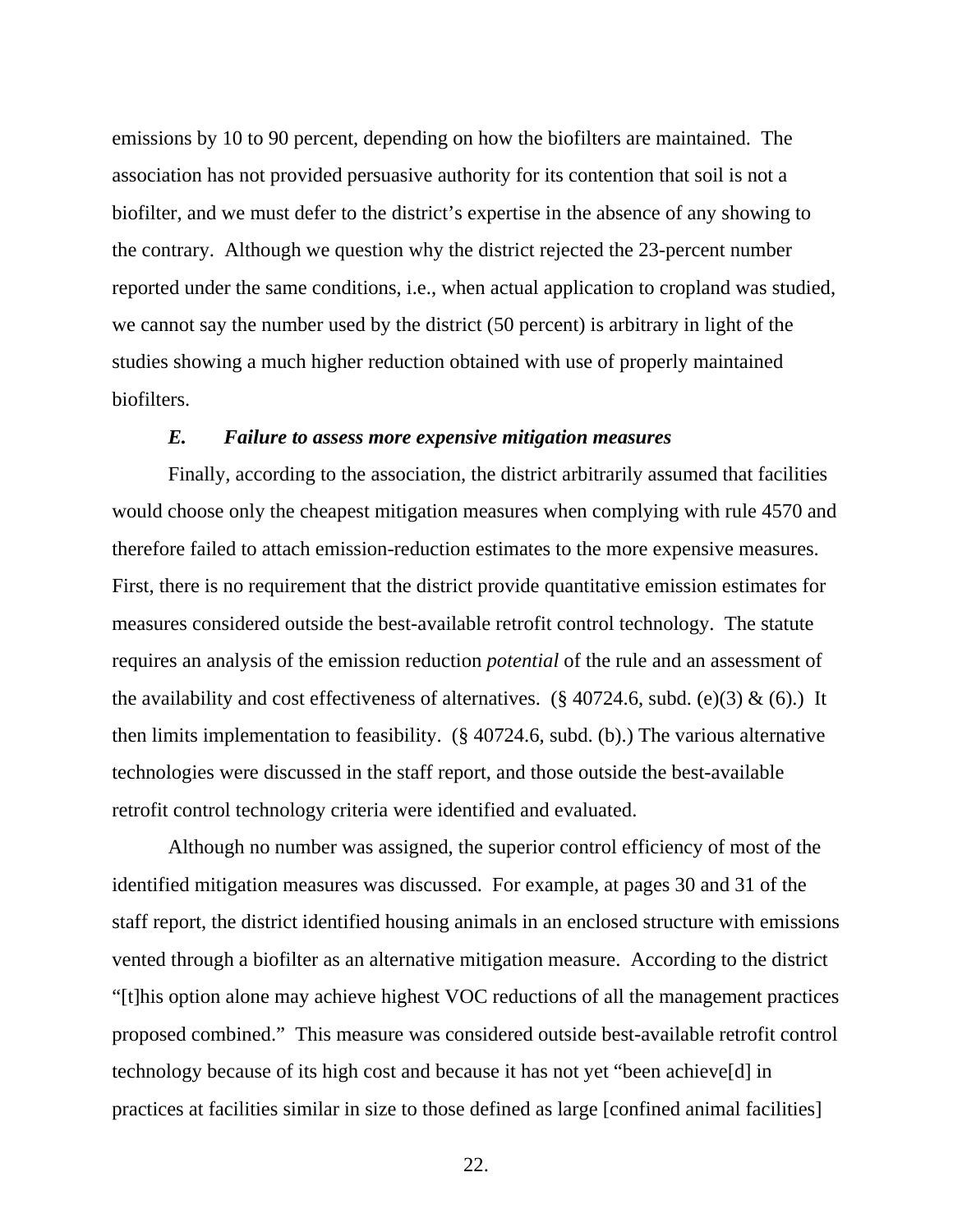emissions by 10 to 90 percent, depending on how the biofilters are maintained. The association has not provided persuasive authority for its contention that soil is not a biofilter, and we must defer to the district's expertise in the absence of any showing to the contrary. Although we question why the district rejected the 23-percent number reported under the same conditions, i.e., when actual application to cropland was studied, we cannot say the number used by the district (50 percent) is arbitrary in light of the studies showing a much higher reduction obtained with use of properly maintained biofilters.

### *E. Failure to assess more expensive mitigation measures*

Finally, according to the association, the district arbitrarily assumed that facilities would choose only the cheapest mitigation measures when complying with rule 4570 and therefore failed to attach emission-reduction estimates to the more expensive measures. First, there is no requirement that the district provide quantitative emission estimates for measures considered outside the best-available retrofit control technology. The statute requires an analysis of the emission reduction *potential* of the rule and an assessment of the availability and cost effectiveness of alternatives. (§ 40724.6, subd. (e)(3) & (6).) It then limits implementation to feasibility. (§ 40724.6, subd. (b).) The various alternative technologies were discussed in the staff report, and those outside the best-available retrofit control technology criteria were identified and evaluated.

Although no number was assigned, the superior control efficiency of most of the identified mitigation measures was discussed. For example, at pages 30 and 31 of the staff report, the district identified housing animals in an enclosed structure with emissions vented through a biofilter as an alternative mitigation measure. According to the district "[t]his option alone may achieve highest VOC reductions of all the management practices proposed combined." This measure was considered outside best-available retrofit control technology because of its high cost and because it has not yet "been achieve[d] in practices at facilities similar in size to those defined as large [confined animal facilities]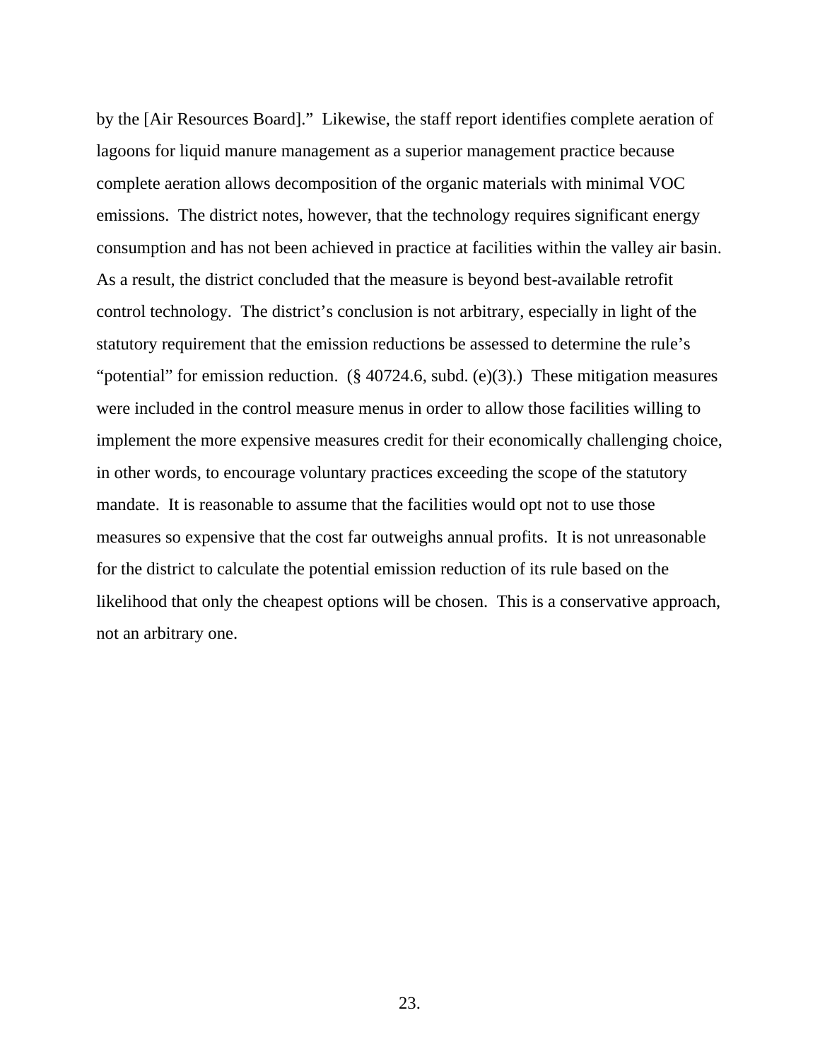by the [Air Resources Board]." Likewise, the staff report identifies complete aeration of lagoons for liquid manure management as a superior management practice because complete aeration allows decomposition of the organic materials with minimal VOC emissions. The district notes, however, that the technology requires significant energy consumption and has not been achieved in practice at facilities within the valley air basin. As a result, the district concluded that the measure is beyond best-available retrofit control technology. The district's conclusion is not arbitrary, especially in light of the statutory requirement that the emission reductions be assessed to determine the rule's "potential" for emission reduction. (§ 40724.6, subd. (e)(3).) These mitigation measures were included in the control measure menus in order to allow those facilities willing to implement the more expensive measures credit for their economically challenging choice, in other words, to encourage voluntary practices exceeding the scope of the statutory mandate. It is reasonable to assume that the facilities would opt not to use those measures so expensive that the cost far outweighs annual profits. It is not unreasonable for the district to calculate the potential emission reduction of its rule based on the likelihood that only the cheapest options will be chosen. This is a conservative approach, not an arbitrary one.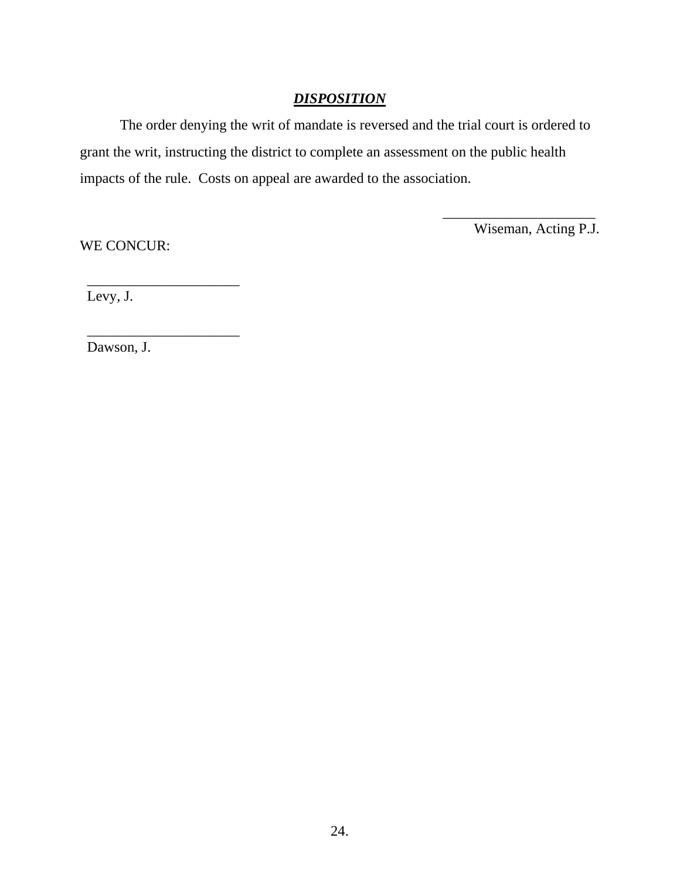***DISPOSITION***

The order denying the writ of mandate is reversed and the trial court is ordered to grant the writ, instructing the district to complete an assessment on the public health impacts of the rule. Costs on appeal are awarded to the association.

_____________________

Wiseman, Acting P.J.

WE CONCUR:

_____________________

Levy, J.

_____________________

Dawson, J.